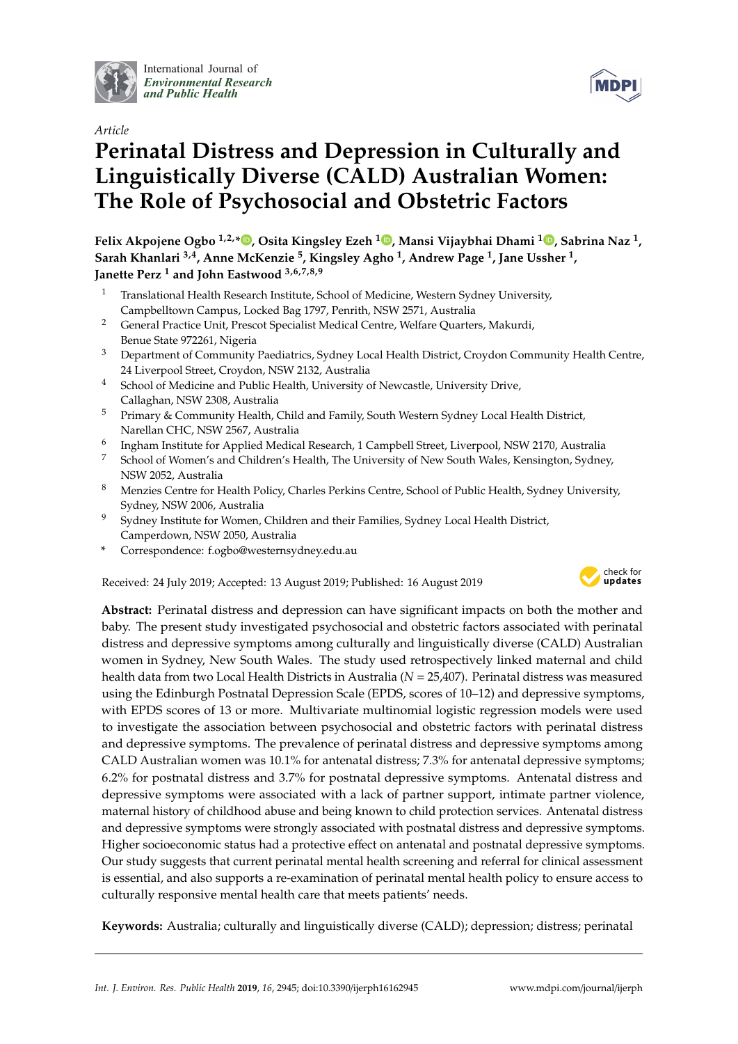International Journal of
*Environmental Research and Public Health*

*Article*

# Perinatal Distress and Depression in Culturally and Linguistically Diverse (CALD) Australian Women: The Role of Psychosocial and Obstetric Factors

**Felix Akpojene Ogbo [1,2,*], Osita Kingsley Ezeh [1], Mansi Vijaybhai Dhami [1], Sabrina Naz [1], Sarah Khanlari [3,4], Anne McKenzie [5], Kingsley Agho [1], Andrew Page [1], Jane Ussher [1], Janette Perz [1] and John Eastwood [3,6,7,8,9]**

1. Translational Health Research Institute, School of Medicine, Western Sydney University, Campbelltown Campus, Locked Bag 1797, Penrith, NSW 2571, Australia
2. General Practice Unit, Prescot Specialist Medical Centre, Welfare Quarters, Makurdi, Benue State 972261, Nigeria
3. Department of Community Paediatrics, Sydney Local Health District, Croydon Community Health Centre, 24 Liverpool Street, Croydon, NSW 2132, Australia
4. School of Medicine and Public Health, University of Newcastle, University Drive, Callaghan, NSW 2308, Australia
5. Primary & Community Health, Child and Family, South Western Sydney Local Health District, Narellan CHC, NSW 2567, Australia
6. Ingham Institute for Applied Medical Research, 1 Campbell Street, Liverpool, NSW 2170, Australia
7. School of Women's and Children's Health, The University of New South Wales, Kensington, Sydney, NSW 2052, Australia
8. Menzies Centre for Health Policy, Charles Perkins Centre, School of Public Health, Sydney University, Sydney, NSW 2006, Australia
9. Sydney Institute for Women, Children and their Families, Sydney Local Health District, Camperdown, NSW 2050, Australia

\* Correspondence: f.ogbo@westernsydney.edu.au

Received: 24 July 2019; Accepted: 13 August 2019; Published: 16 August 2019

**Abstract:** Perinatal distress and depression can have significant impacts on both the mother and baby. The present study investigated psychosocial and obstetric factors associated with perinatal distress and depressive symptoms among culturally and linguistically diverse (CALD) Australian women in Sydney, New South Wales. The study used retrospectively linked maternal and child health data from two Local Health Districts in Australia ($N$ = 25,407). Perinatal distress was measured using the Edinburgh Postnatal Depression Scale (EPDS, scores of 10–12) and depressive symptoms, with EPDS scores of 13 or more. Multivariate multinomial logistic regression models were used to investigate the association between psychosocial and obstetric factors with perinatal distress and depressive symptoms. The prevalence of perinatal distress and depressive symptoms among CALD Australian women was 10.1% for antenatal distress; 7.3% for antenatal depressive symptoms; 6.2% for postnatal distress and 3.7% for postnatal depressive symptoms. Antenatal distress and depressive symptoms were associated with a lack of partner support, intimate partner violence, maternal history of childhood abuse and being known to child protection services. Antenatal distress and depressive symptoms were strongly associated with postnatal distress and depressive symptoms. Higher socioeconomic status had a protective effect on antenatal and postnatal depressive symptoms. Our study suggests that current perinatal mental health screening and referral for clinical assessment is essential, and also supports a re-examination of perinatal mental health policy to ensure access to culturally responsive mental health care that meets patients' needs.

**Keywords:** Australia; culturally and linguistically diverse (CALD); depression; distress; perinatal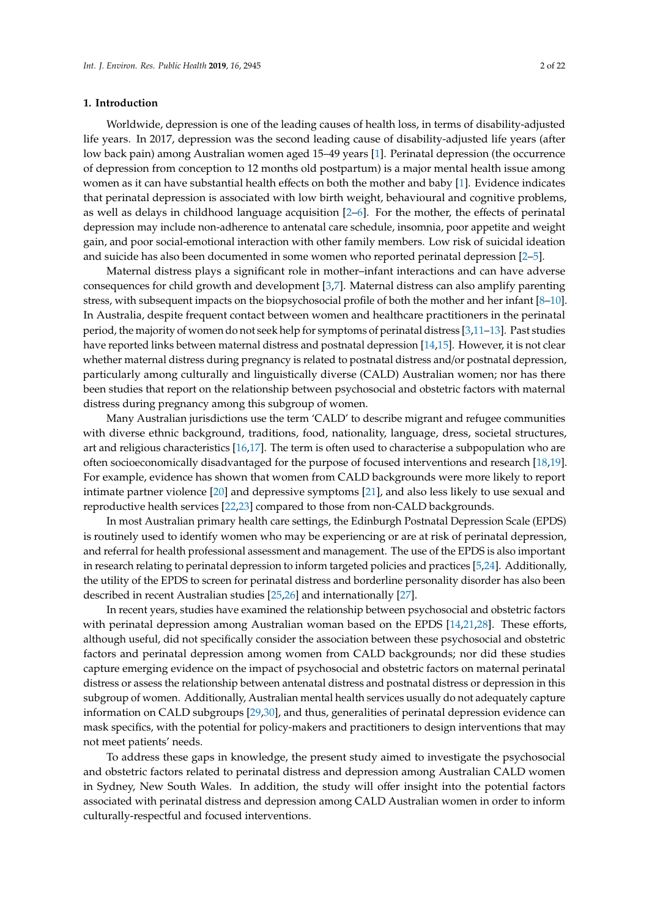## 1. Introduction

Worldwide, depression is one of the leading causes of health loss, in terms of disability-adjusted life years. In 2017, depression was the second leading cause of disability-adjusted life years (after low back pain) among Australian women aged 15–49 years [1]. Perinatal depression (the occurrence of depression from conception to 12 months old postpartum) is a major mental health issue among women as it can have substantial health effects on both the mother and baby [1]. Evidence indicates that perinatal depression is associated with low birth weight, behavioural and cognitive problems, as well as delays in childhood language acquisition [2–6]. For the mother, the effects of perinatal depression may include non-adherence to antenatal care schedule, insomnia, poor appetite and weight gain, and poor social-emotional interaction with other family members. Low risk of suicidal ideation and suicide has also been documented in some women who reported perinatal depression [2–5].

Maternal distress plays a significant role in mother–infant interactions and can have adverse consequences for child growth and development [3,7]. Maternal distress can also amplify parenting stress, with subsequent impacts on the biopsychosocial profile of both the mother and her infant [8–10]. In Australia, despite frequent contact between women and healthcare practitioners in the perinatal period, the majority of women do not seek help for symptoms of perinatal distress [3,11–13]. Past studies have reported links between maternal distress and postnatal depression [14,15]. However, it is not clear whether maternal distress during pregnancy is related to postnatal distress and/or postnatal depression, particularly among culturally and linguistically diverse (CALD) Australian women; nor has there been studies that report on the relationship between psychosocial and obstetric factors with maternal distress during pregnancy among this subgroup of women.

Many Australian jurisdictions use the term 'CALD' to describe migrant and refugee communities with diverse ethnic background, traditions, food, nationality, language, dress, societal structures, art and religious characteristics [16,17]. The term is often used to characterise a subpopulation who are often socioeconomically disadvantaged for the purpose of focused interventions and research [18,19]. For example, evidence has shown that women from CALD backgrounds were more likely to report intimate partner violence [20] and depressive symptoms [21], and also less likely to use sexual and reproductive health services [22,23] compared to those from non-CALD backgrounds.

In most Australian primary health care settings, the Edinburgh Postnatal Depression Scale (EPDS) is routinely used to identify women who may be experiencing or are at risk of perinatal depression, and referral for health professional assessment and management. The use of the EPDS is also important in research relating to perinatal depression to inform targeted policies and practices [5,24]. Additionally, the utility of the EPDS to screen for perinatal distress and borderline personality disorder has also been described in recent Australian studies [25,26] and internationally [27].

In recent years, studies have examined the relationship between psychosocial and obstetric factors with perinatal depression among Australian woman based on the EPDS [14,21,28]. These efforts, although useful, did not specifically consider the association between these psychosocial and obstetric factors and perinatal depression among women from CALD backgrounds; nor did these studies capture emerging evidence on the impact of psychosocial and obstetric factors on maternal perinatal distress or assess the relationship between antenatal distress and postnatal distress or depression in this subgroup of women. Additionally, Australian mental health services usually do not adequately capture information on CALD subgroups [29,30], and thus, generalities of perinatal depression evidence can mask specifics, with the potential for policy-makers and practitioners to design interventions that may not meet patients' needs.

To address these gaps in knowledge, the present study aimed to investigate the psychosocial and obstetric factors related to perinatal distress and depression among Australian CALD women in Sydney, New South Wales. In addition, the study will offer insight into the potential factors associated with perinatal distress and depression among CALD Australian women in order to inform culturally-respectful and focused interventions.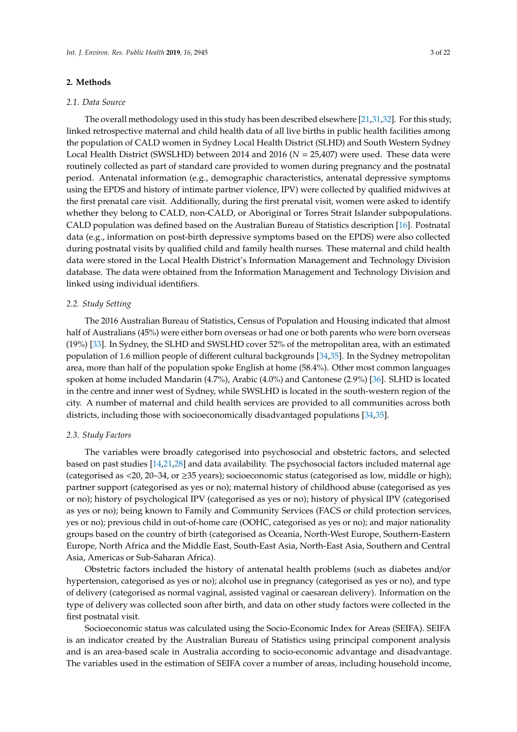## 2. Methods

### 2.1. Data Source

The overall methodology used in this study has been described elsewhere [21,31,32]. For this study, linked retrospective maternal and child health data of all live births in public health facilities among the population of CALD women in Sydney Local Health District (SLHD) and South Western Sydney Local Health District (SWSLHD) between 2014 and 2016 ($N$ = 25,407) were used. These data were routinely collected as part of standard care provided to women during pregnancy and the postnatal period. Antenatal information (e.g., demographic characteristics, antenatal depressive symptoms using the EPDS and history of intimate partner violence, IPV) were collected by qualified midwives at the first prenatal care visit. Additionally, during the first prenatal visit, women were asked to identify whether they belong to CALD, non-CALD, or Aboriginal or Torres Strait Islander subpopulations. CALD population was defined based on the Australian Bureau of Statistics description [16]. Postnatal data (e.g., information on post-birth depressive symptoms based on the EPDS) were also collected during postnatal visits by qualified child and family health nurses. These maternal and child health data were stored in the Local Health District's Information Management and Technology Division database. The data were obtained from the Information Management and Technology Division and linked using individual identifiers.

### 2.2. Study Setting

The 2016 Australian Bureau of Statistics, Census of Population and Housing indicated that almost half of Australians (45%) were either born overseas or had one or both parents who were born overseas (19%) [33]. In Sydney, the SLHD and SWSLHD cover 52% of the metropolitan area, with an estimated population of 1.6 million people of different cultural backgrounds [34,35]. In the Sydney metropolitan area, more than half of the population spoke English at home (58.4%). Other most common languages spoken at home included Mandarin (4.7%), Arabic (4.0%) and Cantonese (2.9%) [36]. SLHD is located in the centre and inner west of Sydney, while SWSLHD is located in the south-western region of the city. A number of maternal and child health services are provided to all communities across both districts, including those with socioeconomically disadvantaged populations [34,35].

### 2.3. Study Factors

The variables were broadly categorised into psychosocial and obstetric factors, and selected based on past studies [14,21,28] and data availability. The psychosocial factors included maternal age (categorised as <20, 20–34, or ≥35 years); socioeconomic status (categorised as low, middle or high); partner support (categorised as yes or no); maternal history of childhood abuse (categorised as yes or no); history of psychological IPV (categorised as yes or no); history of physical IPV (categorised as yes or no); being known to Family and Community Services (FACS or child protection services, yes or no); previous child in out-of-home care (OOHC, categorised as yes or no); and major nationality groups based on the country of birth (categorised as Oceania, North-West Europe, Southern-Eastern Europe, North Africa and the Middle East, South-East Asia, North-East Asia, Southern and Central Asia, Americas or Sub-Saharan Africa).

Obstetric factors included the history of antenatal health problems (such as diabetes and/or hypertension, categorised as yes or no); alcohol use in pregnancy (categorised as yes or no), and type of delivery (categorised as normal vaginal, assisted vaginal or caesarean delivery). Information on the type of delivery was collected soon after birth, and data on other study factors were collected in the first postnatal visit.

Socioeconomic status was calculated using the Socio-Economic Index for Areas (SEIFA). SEIFA is an indicator created by the Australian Bureau of Statistics using principal component analysis and is an area-based scale in Australia according to socio-economic advantage and disadvantage. The variables used in the estimation of SEIFA cover a number of areas, including household income,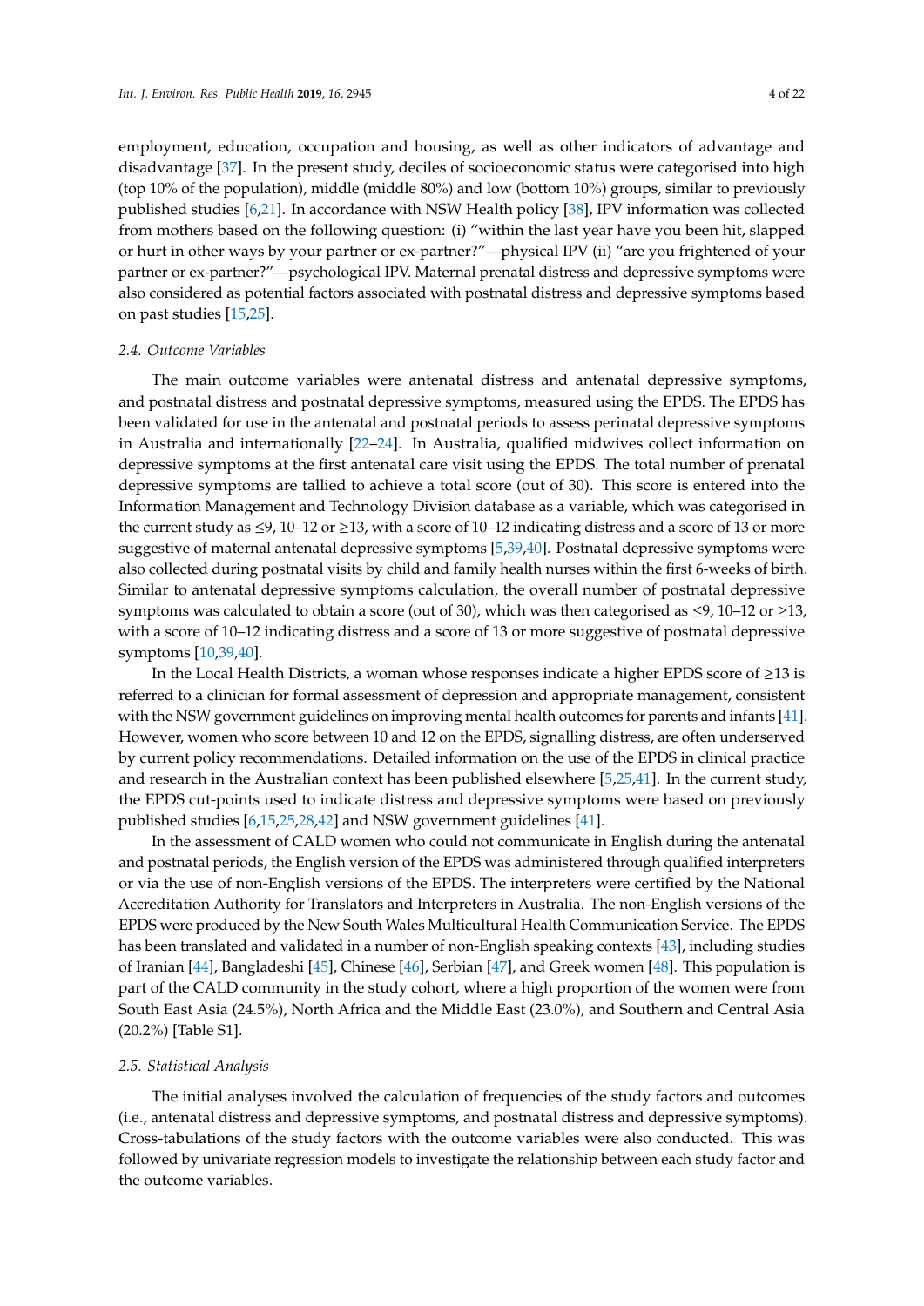employment, education, occupation and housing, as well as other indicators of advantage and disadvantage [37]. In the present study, deciles of socioeconomic status were categorised into high (top 10% of the population), middle (middle 80%) and low (bottom 10%) groups, similar to previously published studies [6,21]. In accordance with NSW Health policy [38], IPV information was collected from mothers based on the following question: (i) "within the last year have you been hit, slapped or hurt in other ways by your partner or ex-partner?"—physical IPV (ii) "are you frightened of your partner or ex-partner?"—psychological IPV. Maternal prenatal distress and depressive symptoms were also considered as potential factors associated with postnatal distress and depressive symptoms based on past studies [15,25].

### 2.4. Outcome Variables

The main outcome variables were antenatal distress and antenatal depressive symptoms, and postnatal distress and postnatal depressive symptoms, measured using the EPDS. The EPDS has been validated for use in the antenatal and postnatal periods to assess perinatal depressive symptoms in Australia and internationally [22–24]. In Australia, qualified midwives collect information on depressive symptoms at the first antenatal care visit using the EPDS. The total number of prenatal depressive symptoms are tallied to achieve a total score (out of 30). This score is entered into the Information Management and Technology Division database as a variable, which was categorised in the current study as ≤9, 10–12 or ≥13, with a score of 10–12 indicating distress and a score of 13 or more suggestive of maternal antenatal depressive symptoms [5,39,40]. Postnatal depressive symptoms were also collected during postnatal visits by child and family health nurses within the first 6-weeks of birth. Similar to antenatal depressive symptoms calculation, the overall number of postnatal depressive symptoms was calculated to obtain a score (out of 30), which was then categorised as ≤9, 10–12 or ≥13, with a score of 10–12 indicating distress and a score of 13 or more suggestive of postnatal depressive symptoms [10,39,40].

In the Local Health Districts, a woman whose responses indicate a higher EPDS score of ≥13 is referred to a clinician for formal assessment of depression and appropriate management, consistent with the NSW government guidelines on improving mental health outcomes for parents and infants [41]. However, women who score between 10 and 12 on the EPDS, signalling distress, are often underserved by current policy recommendations. Detailed information on the use of the EPDS in clinical practice and research in the Australian context has been published elsewhere [5,25,41]. In the current study, the EPDS cut-points used to indicate distress and depressive symptoms were based on previously published studies [6,15,25,28,42] and NSW government guidelines [41].

In the assessment of CALD women who could not communicate in English during the antenatal and postnatal periods, the English version of the EPDS was administered through qualified interpreters or via the use of non-English versions of the EPDS. The interpreters were certified by the National Accreditation Authority for Translators and Interpreters in Australia. The non-English versions of the EPDS were produced by the New South Wales Multicultural Health Communication Service. The EPDS has been translated and validated in a number of non-English speaking contexts [43], including studies of Iranian [44], Bangladeshi [45], Chinese [46], Serbian [47], and Greek women [48]. This population is part of the CALD community in the study cohort, where a high proportion of the women were from South East Asia (24.5%), North Africa and the Middle East (23.0%), and Southern and Central Asia (20.2%) [Table S1].

### 2.5. Statistical Analysis

The initial analyses involved the calculation of frequencies of the study factors and outcomes (i.e., antenatal distress and depressive symptoms, and postnatal distress and depressive symptoms). Cross-tabulations of the study factors with the outcome variables were also conducted. This was followed by univariate regression models to investigate the relationship between each study factor and the outcome variables.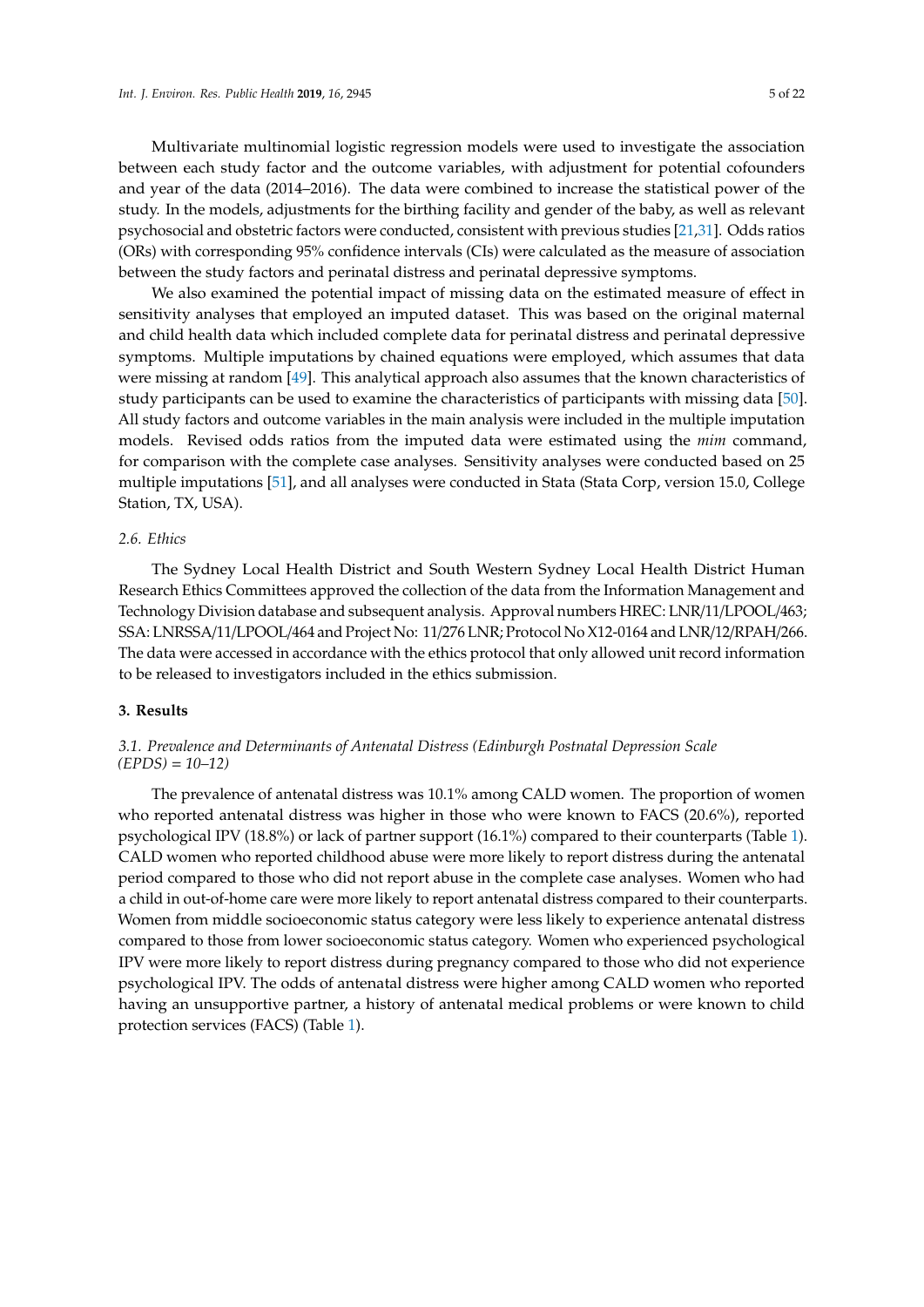Multivariate multinomial logistic regression models were used to investigate the association between each study factor and the outcome variables, with adjustment for potential cofounders and year of the data (2014–2016). The data were combined to increase the statistical power of the study. In the models, adjustments for the birthing facility and gender of the baby, as well as relevant psychosocial and obstetric factors were conducted, consistent with previous studies [21,31]. Odds ratios (ORs) with corresponding 95% confidence intervals (CIs) were calculated as the measure of association between the study factors and perinatal distress and perinatal depressive symptoms.

We also examined the potential impact of missing data on the estimated measure of effect in sensitivity analyses that employed an imputed dataset. This was based on the original maternal and child health data which included complete data for perinatal distress and perinatal depressive symptoms. Multiple imputations by chained equations were employed, which assumes that data were missing at random [49]. This analytical approach also assumes that the known characteristics of study participants can be used to examine the characteristics of participants with missing data [50]. All study factors and outcome variables in the main analysis were included in the multiple imputation models. Revised odds ratios from the imputed data were estimated using the *mim* command, for comparison with the complete case analyses. Sensitivity analyses were conducted based on 25 multiple imputations [51], and all analyses were conducted in Stata (Stata Corp, version 15.0, College Station, TX, USA).

### *2.6. Ethics*

The Sydney Local Health District and South Western Sydney Local Health District Human Research Ethics Committees approved the collection of the data from the Information Management and Technology Division database and subsequent analysis. Approval numbers HREC: LNR/11/LPOOL/463; SSA: LNRSSA/11/LPOOL/464 and Project No: 11/276 LNR; Protocol No X12-0164 and LNR/12/RPAH/266. The data were accessed in accordance with the ethics protocol that only allowed unit record information to be released to investigators included in the ethics submission.

## **3. Results**

### *3.1. Prevalence and Determinants of Antenatal Distress (Edinburgh Postnatal Depression Scale (EPDS) = 10–12)*

The prevalence of antenatal distress was 10.1% among CALD women. The proportion of women who reported antenatal distress was higher in those who were known to FACS (20.6%), reported psychological IPV (18.8%) or lack of partner support (16.1%) compared to their counterparts (Table 1). CALD women who reported childhood abuse were more likely to report distress during the antenatal period compared to those who did not report abuse in the complete case analyses. Women who had a child in out-of-home care were more likely to report antenatal distress compared to their counterparts. Women from middle socioeconomic status category were less likely to experience antenatal distress compared to those from lower socioeconomic status category. Women who experienced psychological IPV were more likely to report distress during pregnancy compared to those who did not experience psychological IPV. The odds of antenatal distress were higher among CALD women who reported having an unsupportive partner, a history of antenatal medical problems or were known to child protection services (FACS) (Table 1).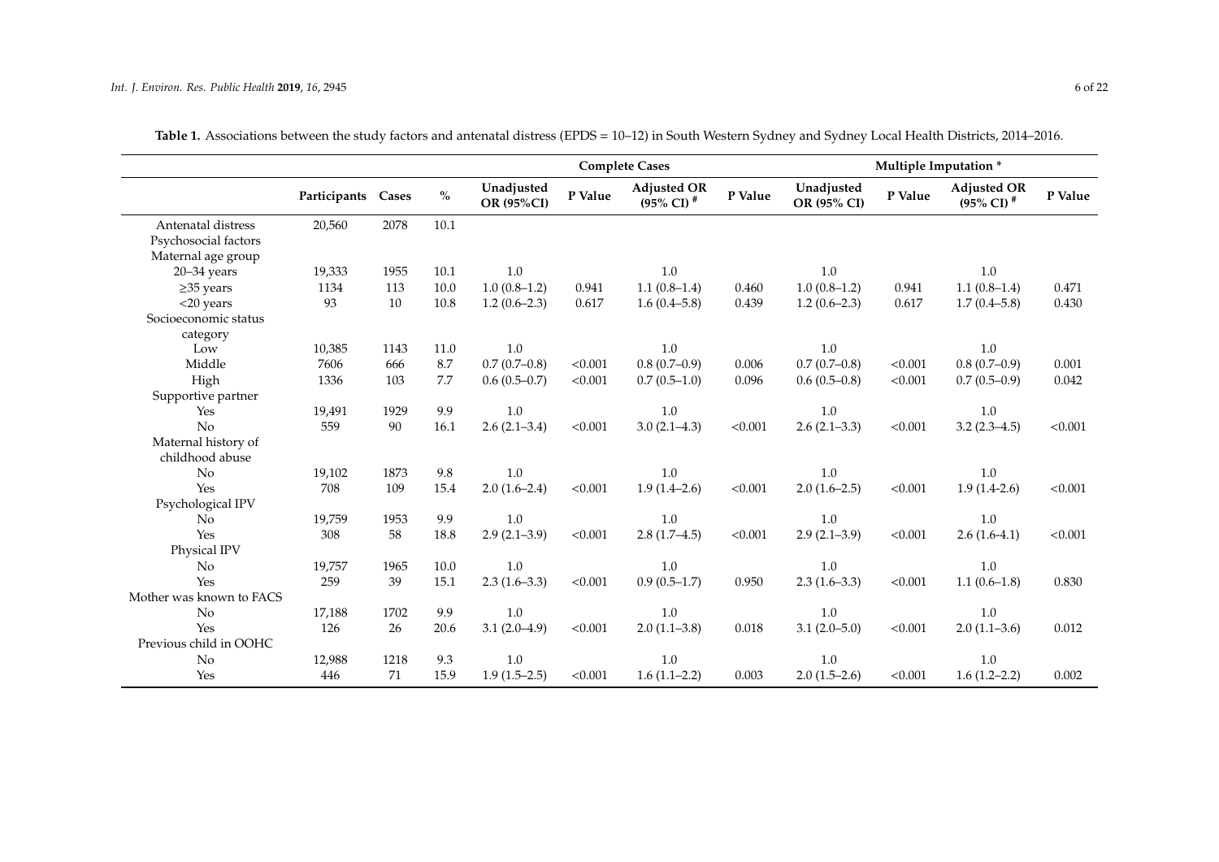**Table 1.** Associations between the study factors and antenatal distress (EPDS = 10–12) in South Western Sydney and Sydney Local Health Districts, 2014–2016.

| | | | | Complete Cases | | | | Multiple Imputation * | | | |
|---|---|---|---|---|---|---|---|---|---|---|---|
| | Participants | Cases | % | Unadjusted OR (95%CI) | P Value | Adjusted OR (95% CI) # | P Value | Unadjusted OR (95% CI) | P Value | Adjusted OR (95% CI) # | P Value |
| Antenatal distress | 20,560 | 2078 | 10.1 | | | | | | | | |
| Psychosocial factors | | | | | | | | | | | |
| Maternal age group | | | | | | | | | | | |
| 20–34 years | 19,333 | 1955 | 10.1 | 1.0 | | 1.0 | | 1.0 | | 1.0 | |
| ≥35 years | 1134 | 113 | 10.0 | 1.0 (0.8–1.2) | 0.941 | 1.1 (0.8–1.4) | 0.460 | 1.0 (0.8–1.2) | 0.941 | 1.1 (0.8–1.4) | 0.471 |
| <20 years | 93 | 10 | 10.8 | 1.2 (0.6–2.3) | 0.617 | 1.6 (0.4–5.8) | 0.439 | 1.2 (0.6–2.3) | 0.617 | 1.7 (0.4–5.8) | 0.430 |
| Socioeconomic status category | | | | | | | | | | | |
| Low | 10,385 | 1143 | 11.0 | 1.0 | | 1.0 | | 1.0 | | 1.0 | |
| Middle | 7606 | 666 | 8.7 | 0.7 (0.7–0.8) | <0.001 | 0.8 (0.7–0.9) | 0.006 | 0.7 (0.7–0.8) | <0.001 | 0.8 (0.7–0.9) | 0.001 |
| High | 1336 | 103 | 7.7 | 0.6 (0.5–0.7) | <0.001 | 0.7 (0.5–1.0) | 0.096 | 0.6 (0.5–0.8) | <0.001 | 0.7 (0.5–0.9) | 0.042 |
| Supportive partner | | | | | | | | | | | |
| Yes | 19,491 | 1929 | 9.9 | 1.0 | | 1.0 | | 1.0 | | 1.0 | |
| No | 559 | 90 | 16.1 | 2.6 (2.1–3.4) | <0.001 | 3.0 (2.1–4.3) | <0.001 | 2.6 (2.1–3.3) | <0.001 | 3.2 (2.3–4.5) | <0.001 |
| Maternal history of childhood abuse | | | | | | | | | | | |
| No | 19,102 | 1873 | 9.8 | 1.0 | | 1.0 | | 1.0 | | 1.0 | |
| Yes | 708 | 109 | 15.4 | 2.0 (1.6–2.4) | <0.001 | 1.9 (1.4–2.6) | <0.001 | 2.0 (1.6–2.5) | <0.001 | 1.9 (1.4-2.6) | <0.001 |
| Psychological IPV | | | | | | | | | | | |
| No | 19,759 | 1953 | 9.9 | 1.0 | | 1.0 | | 1.0 | | 1.0 | |
| Yes | 308 | 58 | 18.8 | 2.9 (2.1–3.9) | <0.001 | 2.8 (1.7–4.5) | <0.001 | 2.9 (2.1–3.9) | <0.001 | 2.6 (1.6-4.1) | <0.001 |
| Physical IPV | | | | | | | | | | | |
| No | 19,757 | 1965 | 10.0 | 1.0 | | 1.0 | | 1.0 | | 1.0 | |
| Yes | 259 | 39 | 15.1 | 2.3 (1.6–3.3) | <0.001 | 0.9 (0.5–1.7) | 0.950 | 2.3 (1.6–3.3) | <0.001 | 1.1 (0.6–1.8) | 0.830 |
| Mother was known to FACS | | | | | | | | | | | |
| No | 17,188 | 1702 | 9.9 | 1.0 | | 1.0 | | 1.0 | | 1.0 | |
| Yes | 126 | 26 | 20.6 | 3.1 (2.0–4.9) | <0.001 | 2.0 (1.1–3.8) | 0.018 | 3.1 (2.0–5.0) | <0.001 | 2.0 (1.1–3.6) | 0.012 |
| Previous child in OOHC | | | | | | | | | | | |
| No | 12,988 | 1218 | 9.3 | 1.0 | | 1.0 | | 1.0 | | 1.0 | |
| Yes | 446 | 71 | 15.9 | 1.9 (1.5–2.5) | <0.001 | 1.6 (1.1–2.2) | 0.003 | 2.0 (1.5–2.6) | <0.001 | 1.6 (1.2–2.2) | 0.002 |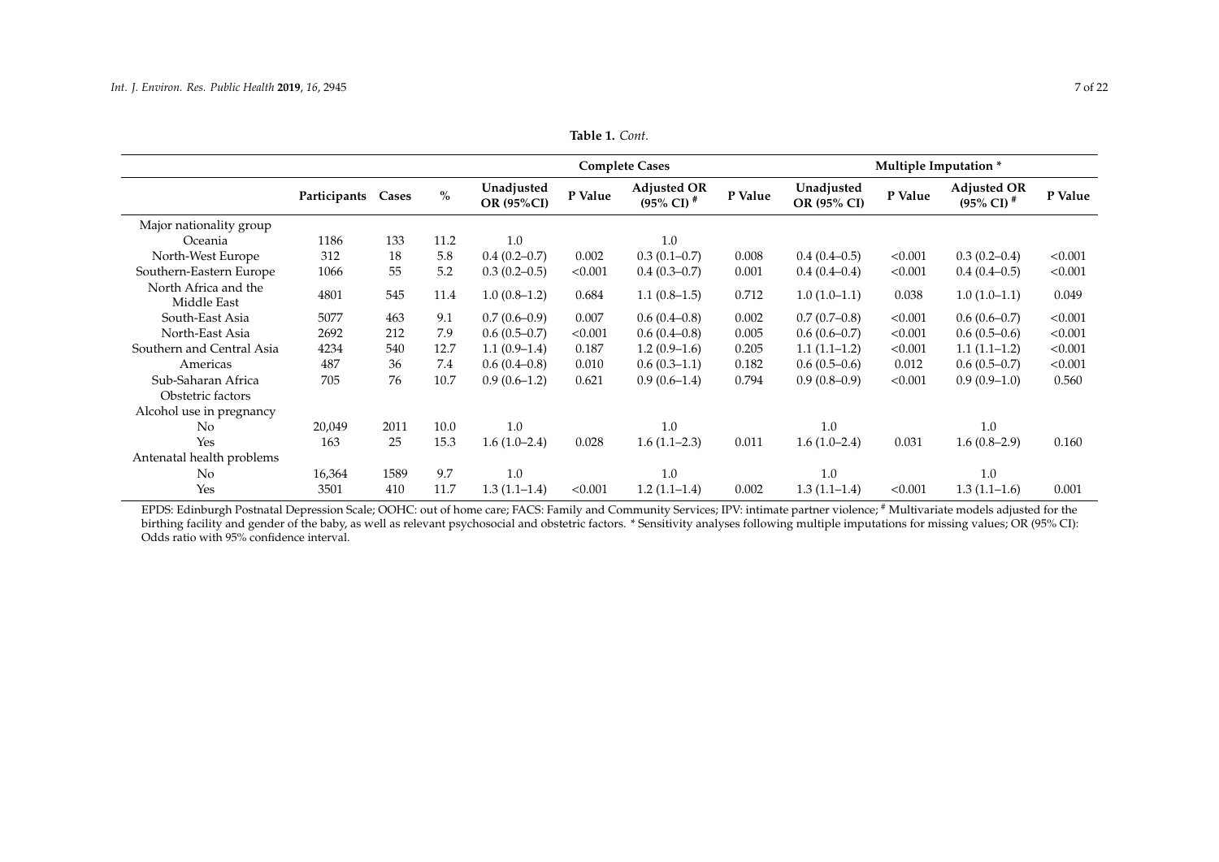**Table 1.** *Cont.*

| | | | | Complete Cases | | | | Multiple Imputation * | | | |
|---|---|---|---|---|---|---|---|---|---|---|---|
| | Participants | Cases | % | Unadjusted OR (95%CI) | P Value | Adjusted OR (95% CI) # | P Value | Unadjusted OR (95% CI) | P Value | Adjusted OR (95% CI) # | P Value |
| Major nationality group | | | | | | | | | | | |
| Oceania | 1186 | 133 | 11.2 | 1.0 | | 1.0 | | | | | |
| North-West Europe | 312 | 18 | 5.8 | 0.4 (0.2–0.7) | 0.002 | 0.3 (0.1–0.7) | 0.008 | 0.4 (0.4–0.5) | <0.001 | 0.3 (0.2–0.4) | <0.001 |
| Southern-Eastern Europe | 1066 | 55 | 5.2 | 0.3 (0.2–0.5) | <0.001 | 0.4 (0.3–0.7) | 0.001 | 0.4 (0.4–0.4) | <0.001 | 0.4 (0.4–0.5) | <0.001 |
| North Africa and the Middle East | 4801 | 545 | 11.4 | 1.0 (0.8–1.2) | 0.684 | 1.1 (0.8–1.5) | 0.712 | 1.0 (1.0–1.1) | 0.038 | 1.0 (1.0–1.1) | 0.049 |
| South-East Asia | 5077 | 463 | 9.1 | 0.7 (0.6–0.9) | 0.007 | 0.6 (0.4–0.8) | 0.002 | 0.7 (0.7–0.8) | <0.001 | 0.6 (0.6–0.7) | <0.001 |
| North-East Asia | 2692 | 212 | 7.9 | 0.6 (0.5–0.7) | <0.001 | 0.6 (0.4–0.8) | 0.005 | 0.6 (0.6–0.7) | <0.001 | 0.6 (0.5–0.6) | <0.001 |
| Southern and Central Asia | 4234 | 540 | 12.7 | 1.1 (0.9–1.4) | 0.187 | 1.2 (0.9–1.6) | 0.205 | 1.1 (1.1–1.2) | <0.001 | 1.1 (1.1–1.2) | <0.001 |
| Americas | 487 | 36 | 7.4 | 0.6 (0.4–0.8) | 0.010 | 0.6 (0.3–1.1) | 0.182 | 0.6 (0.5–0.6) | 0.012 | 0.6 (0.5–0.7) | <0.001 |
| Sub-Saharan Africa | 705 | 76 | 10.7 | 0.9 (0.6–1.2) | 0.621 | 0.9 (0.6–1.4) | 0.794 | 0.9 (0.8–0.9) | <0.001 | 0.9 (0.9–1.0) | 0.560 |
| Obstetric factors | | | | | | | | | | | |
| Alcohol use in pregnancy | | | | | | | | | | | |
| No | 20,049 | 2011 | 10.0 | 1.0 | | 1.0 | | 1.0 | | 1.0 | |
| Yes | 163 | 25 | 15.3 | 1.6 (1.0–2.4) | 0.028 | 1.6 (1.1–2.3) | 0.011 | 1.6 (1.0–2.4) | 0.031 | 1.6 (0.8–2.9) | 0.160 |
| Antenatal health problems | | | | | | | | | | | |
| No | 16,364 | 1589 | 9.7 | 1.0 | | 1.0 | | 1.0 | | 1.0 | |
| Yes | 3501 | 410 | 11.7 | 1.3 (1.1–1.4) | <0.001 | 1.2 (1.1–1.4) | 0.002 | 1.3 (1.1–1.4) | <0.001 | 1.3 (1.1–1.6) | 0.001 |

EPDS: Edinburgh Postnatal Depression Scale; OOHC: out of home care; FACS: Family and Community Services; IPV: intimate partner violence; # Multivariate models adjusted for the birthing facility and gender of the baby, as well as relevant psychosocial and obstetric factors. * Sensitivity analyses following multiple imputations for missing values; OR (95% CI): Odds ratio with 95% confidence interval.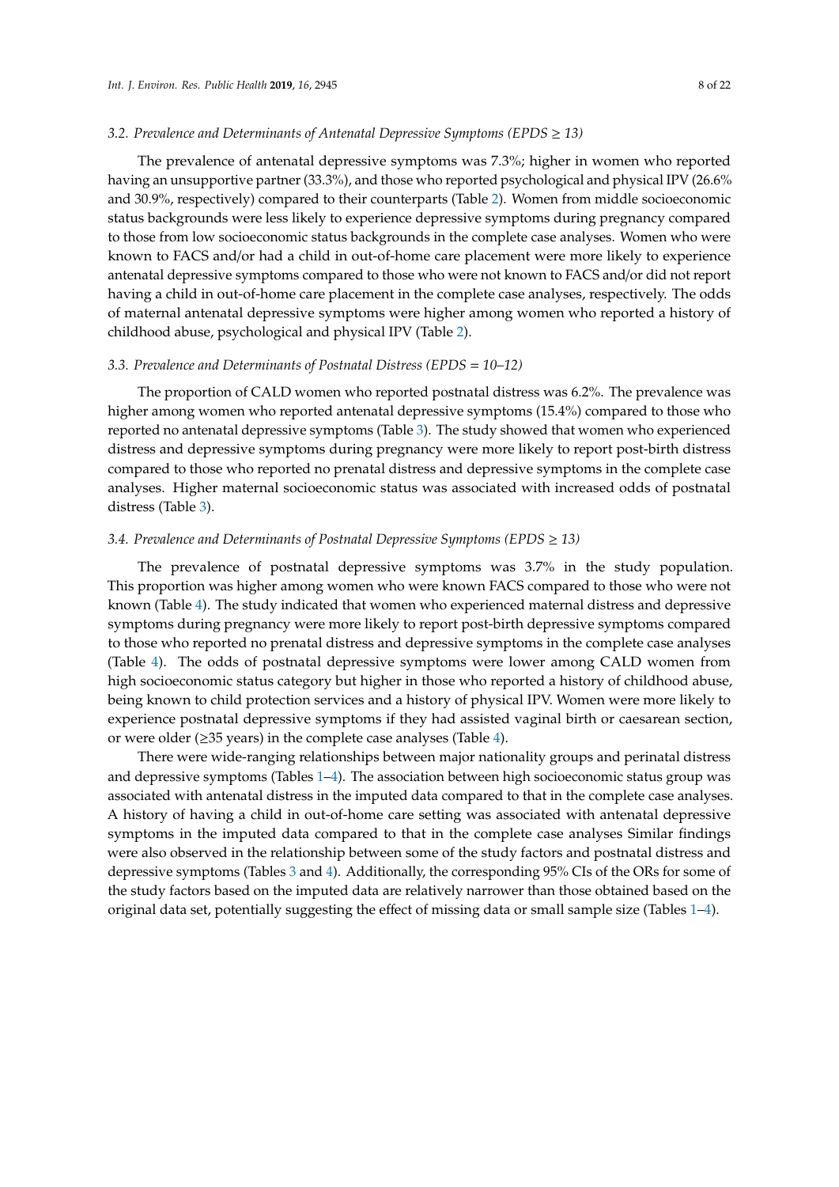### 3.2. Prevalence and Determinants of Antenatal Depressive Symptoms (EPDS ≥ 13)

The prevalence of antenatal depressive symptoms was 7.3%; higher in women who reported having an unsupportive partner (33.3%), and those who reported psychological and physical IPV (26.6% and 30.9%, respectively) compared to their counterparts (Table 2). Women from middle socioeconomic status backgrounds were less likely to experience depressive symptoms during pregnancy compared to those from low socioeconomic status backgrounds in the complete case analyses. Women who were known to FACS and/or had a child in out-of-home care placement were more likely to experience antenatal depressive symptoms compared to those who were not known to FACS and/or did not report having a child in out-of-home care placement in the complete case analyses, respectively. The odds of maternal antenatal depressive symptoms were higher among women who reported a history of childhood abuse, psychological and physical IPV (Table 2).

### 3.3. Prevalence and Determinants of Postnatal Distress (EPDS = 10–12)

The proportion of CALD women who reported postnatal distress was 6.2%. The prevalence was higher among women who reported antenatal depressive symptoms (15.4%) compared to those who reported no antenatal depressive symptoms (Table 3). The study showed that women who experienced distress and depressive symptoms during pregnancy were more likely to report post-birth distress compared to those who reported no prenatal distress and depressive symptoms in the complete case analyses. Higher maternal socioeconomic status was associated with increased odds of postnatal distress (Table 3).

### 3.4. Prevalence and Determinants of Postnatal Depressive Symptoms (EPDS ≥ 13)

The prevalence of postnatal depressive symptoms was 3.7% in the study population. This proportion was higher among women who were known FACS compared to those who were not known (Table 4). The study indicated that women who experienced maternal distress and depressive symptoms during pregnancy were more likely to report post-birth depressive symptoms compared to those who reported no prenatal distress and depressive symptoms in the complete case analyses (Table 4). The odds of postnatal depressive symptoms were lower among CALD women from high socioeconomic status category but higher in those who reported a history of childhood abuse, being known to child protection services and a history of physical IPV. Women were more likely to experience postnatal depressive symptoms if they had assisted vaginal birth or caesarean section, or were older (≥35 years) in the complete case analyses (Table 4).

There were wide-ranging relationships between major nationality groups and perinatal distress and depressive symptoms (Tables 1–4). The association between high socioeconomic status group was associated with antenatal distress in the imputed data compared to that in the complete case analyses. A history of having a child in out-of-home care setting was associated with antenatal depressive symptoms in the imputed data compared to that in the complete case analyses Similar findings were also observed in the relationship between some of the study factors and postnatal distress and depressive symptoms (Tables 3 and 4). Additionally, the corresponding 95% CIs of the ORs for some of the study factors based on the imputed data are relatively narrower than those obtained based on the original data set, potentially suggesting the effect of missing data or small sample size (Tables 1–4).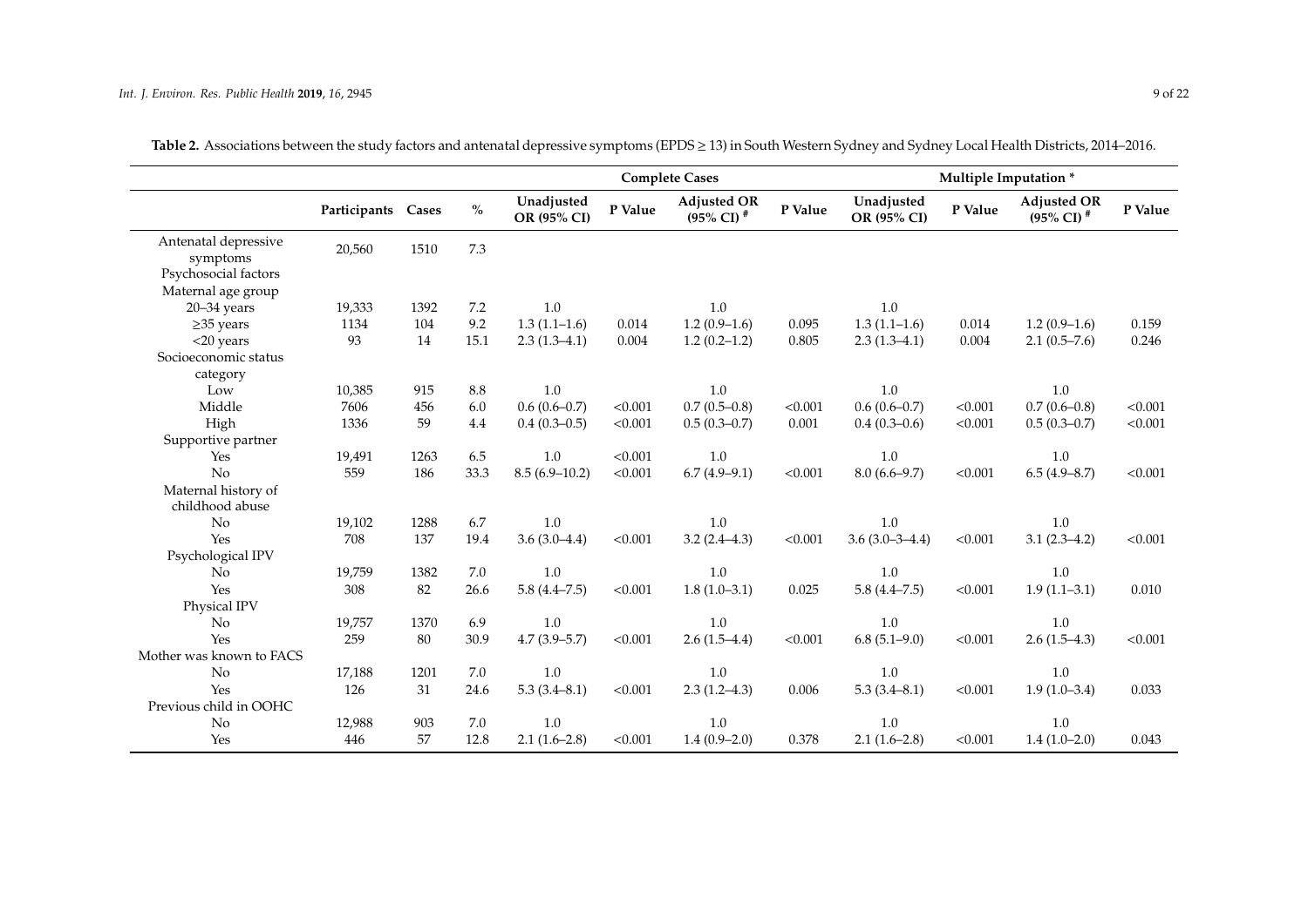**Table 2.** Associations between the study factors and antenatal depressive symptoms (EPDS ≥ 13) in South Western Sydney and Sydney Local Health Districts, 2014–2016.

| | | | | Complete Cases | | | | Multiple Imputation * | | | |
|---|---|---|---|---|---|---|---|---|---|---|---|
| | Participants | Cases | % | Unadjusted OR (95% CI) | P Value | Adjusted OR (95% CI) # | P Value | Unadjusted OR (95% CI) | P Value | Adjusted OR (95% CI) # | P Value |
| Antenatal depressive symptoms | 20,560 | 1510 | 7.3 | | | | | | | | |
| Psychosocial factors | | | | | | | | | | | |
| Maternal age group | | | | | | | | | | | |
| 20–34 years | 19,333 | 1392 | 7.2 | 1.0 | | 1.0 | | 1.0 | | | |
| ≥35 years | 1134 | 104 | 9.2 | 1.3 (1.1–1.6) | 0.014 | 1.2 (0.9–1.6) | 0.095 | 1.3 (1.1–1.6) | 0.014 | 1.2 (0.9–1.6) | 0.159 |
| <20 years | 93 | 14 | 15.1 | 2.3 (1.3–4.1) | 0.004 | 1.2 (0.2–1.2) | 0.805 | 2.3 (1.3–4.1) | 0.004 | 2.1 (0.5–7.6) | 0.246 |
| Socioeconomic status category | | | | | | | | | | | |
| Low | 10,385 | 915 | 8.8 | 1.0 | | 1.0 | | 1.0 | | 1.0 | |
| Middle | 7606 | 456 | 6.0 | 0.6 (0.6–0.7) | <0.001 | 0.7 (0.5–0.8) | <0.001 | 0.6 (0.6–0.7) | <0.001 | 0.7 (0.6–0.8) | <0.001 |
| High | 1336 | 59 | 4.4 | 0.4 (0.3–0.5) | <0.001 | 0.5 (0.3–0.7) | 0.001 | 0.4 (0.3–0.6) | <0.001 | 0.5 (0.3–0.7) | <0.001 |
| Supportive partner | | | | | | | | | | | |
| Yes | 19,491 | 1263 | 6.5 | 1.0 | <0.001 | 1.0 | | 1.0 | | 1.0 | |
| No | 559 | 186 | 33.3 | 8.5 (6.9–10.2) | <0.001 | 6.7 (4.9–9.1) | <0.001 | 8.0 (6.6–9.7) | <0.001 | 6.5 (4.9–8.7) | <0.001 |
| Maternal history of childhood abuse | | | | | | | | | | | |
| No | 19,102 | 1288 | 6.7 | 1.0 | | 1.0 | | 1.0 | | 1.0 | |
| Yes | 708 | 137 | 19.4 | 3.6 (3.0–4.4) | <0.001 | 3.2 (2.4–4.3) | <0.001 | 3.6 (3.0–3–4.4) | <0.001 | 3.1 (2.3–4.2) | <0.001 |
| Psychological IPV | | | | | | | | | | | |
| No | 19,759 | 1382 | 7.0 | 1.0 | | 1.0 | | 1.0 | | 1.0 | |
| Yes | 308 | 82 | 26.6 | 5.8 (4.4–7.5) | <0.001 | 1.8 (1.0–3.1) | 0.025 | 5.8 (4.4–7.5) | <0.001 | 1.9 (1.1–3.1) | 0.010 |
| Physical IPV | | | | | | | | | | | |
| No | 19,757 | 1370 | 6.9 | 1.0 | | 1.0 | | 1.0 | | 1.0 | |
| Yes | 259 | 80 | 30.9 | 4.7 (3.9–5.7) | <0.001 | 2.6 (1.5–4.4) | <0.001 | 6.8 (5.1–9.0) | <0.001 | 2.6 (1.5–4.3) | <0.001 |
| Mother was known to FACS | | | | | | | | | | | |
| No | 17,188 | 1201 | 7.0 | 1.0 | | 1.0 | | 1.0 | | 1.0 | |
| Yes | 126 | 31 | 24.6 | 5.3 (3.4–8.1) | <0.001 | 2.3 (1.2–4.3) | 0.006 | 5.3 (3.4–8.1) | <0.001 | 1.9 (1.0–3.4) | 0.033 |
| Previous child in OOHC | | | | | | | | | | | |
| No | 12,988 | 903 | 7.0 | 1.0 | | 1.0 | | 1.0 | | 1.0 | |
| Yes | 446 | 57 | 12.8 | 2.1 (1.6–2.8) | <0.001 | 1.4 (0.9–2.0) | 0.378 | 2.1 (1.6–2.8) | <0.001 | 1.4 (1.0–2.0) | 0.043 |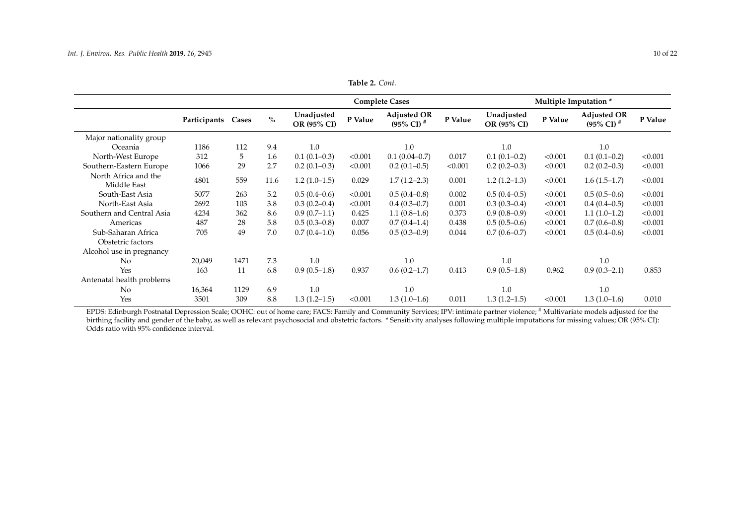**Table 2.** *Cont.*

| | Participants | Cases | % | Complete Cases | | | | Multiple Imputation * | | | |
|---|---|---|---|---|---|---|---|---|---|---|---|
| | | | | Unadjusted OR (95% CI) | P Value | Adjusted OR (95% CI) # | P Value | Unadjusted OR (95% CI) | P Value | Adjusted OR (95% CI) # | P Value |
| Major nationality group | | | | | | | | | | | |
| Oceania | 1186 | 112 | 9.4 | 1.0 | | 1.0 | | 1.0 | | 1.0 | |
| North-West Europe | 312 | 5 | 1.6 | 0.1 (0.1–0.3) | <0.001 | 0.1 (0.04–0.7) | 0.017 | 0.1 (0.1–0.2) | <0.001 | 0.1 (0.1–0.2) | <0.001 |
| Southern-Eastern Europe | 1066 | 29 | 2.7 | 0.2 (0.1–0.3) | <0.001 | 0.2 (0.1–0.5) | <0.001 | 0.2 (0.2–0.3) | <0.001 | 0.2 (0.2–0.3) | <0.001 |
| North Africa and the Middle East | 4801 | 559 | 11.6 | 1.2 (1.0–1.5) | 0.029 | 1.7 (1.2–2.3) | 0.001 | 1.2 (1.2–1.3) | <0.001 | 1.6 (1.5–1.7) | <0.001 |
| South-East Asia | 5077 | 263 | 5.2 | 0.5 (0.4–0.6) | <0.001 | 0.5 (0.4–0.8) | 0.002 | 0.5 (0.4–0.5) | <0.001 | 0.5 (0.5–0.6) | <0.001 |
| North-East Asia | 2692 | 103 | 3.8 | 0.3 (0.2–0.4) | <0.001 | 0.4 (0.3–0.7) | 0.001 | 0.3 (0.3–0.4) | <0.001 | 0.4 (0.4–0.5) | <0.001 |
| Southern and Central Asia | 4234 | 362 | 8.6 | 0.9 (0.7–1.1) | 0.425 | 1.1 (0.8–1.6) | 0.373 | 0.9 (0.8–0.9) | <0.001 | 1.1 (1.0–1.2) | <0.001 |
| Americas | 487 | 28 | 5.8 | 0.5 (0.3–0.8) | 0.007 | 0.7 (0.4–1.4) | 0.438 | 0.5 (0.5–0.6) | <0.001 | 0.7 (0.6–0.8) | <0.001 |
| Sub-Saharan Africa | 705 | 49 | 7.0 | 0.7 (0.4–1.0) | 0.056 | 0.5 (0.3–0.9) | 0.044 | 0.7 (0.6–0.7) | <0.001 | 0.5 (0.4–0.6) | <0.001 |
| Obstetric factors | | | | | | | | | | | |
| Alcohol use in pregnancy | | | | | | | | | | | |
| No | 20,049 | 1471 | 7.3 | 1.0 | | 1.0 | | 1.0 | | 1.0 | |
| Yes | 163 | 11 | 6.8 | 0.9 (0.5–1.8) | 0.937 | 0.6 (0.2–1.7) | 0.413 | 0.9 (0.5–1.8) | 0.962 | 0.9 (0.3–2.1) | 0.853 |
| Antenatal health problems | | | | | | | | | | | |
| No | 16,364 | 1129 | 6.9 | 1.0 | | 1.0 | | 1.0 | | 1.0 | |
| Yes | 3501 | 309 | 8.8 | 1.3 (1.2–1.5) | <0.001 | 1.3 (1.0–1.6) | 0.011 | 1.3 (1.2–1.5) | <0.001 | 1.3 (1.0–1.6) | 0.010 |

EPDS: Edinburgh Postnatal Depression Scale; OOHC: out of home care; FACS: Family and Community Services; IPV: intimate partner violence; # Multivariate models adjusted for the birthing facility and gender of the baby, as well as relevant psychosocial and obstetric factors. * Sensitivity analyses following multiple imputations for missing values; OR (95% CI): Odds ratio with 95% confidence interval.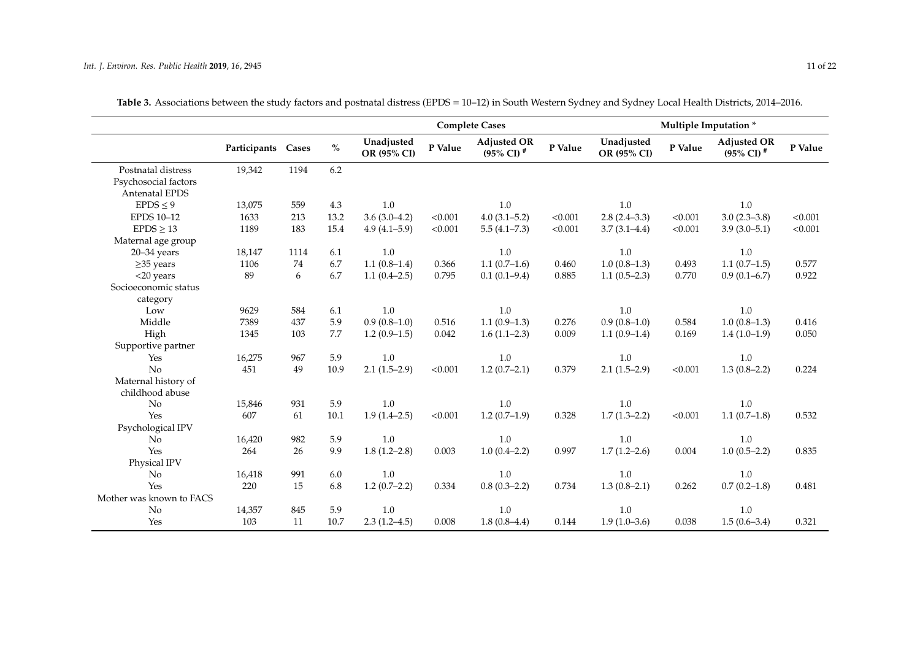**Table 3.** Associations between the study factors and postnatal distress (EPDS = 10–12) in South Western Sydney and Sydney Local Health Districts, 2014–2016.

| | | | | Complete Cases | | | | Multiple Imputation * | | | |
|---|---|---|---|---|---|---|---|---|---|---|---|
| | Participants | Cases | % | Unadjusted OR (95% CI) | P Value | Adjusted OR (95% CI) # | P Value | Unadjusted OR (95% CI) | P Value | Adjusted OR (95% CI) # | P Value |
| Postnatal distress | 19,342 | 1194 | 6.2 | | | | | | | | |
| Psychosocial factors | | | | | | | | | | | |
| Antenatal EPDS | | | | | | | | | | | |
| EPDS ≤ 9 | 13,075 | 559 | 4.3 | 1.0 | | 1.0 | | 1.0 | | 1.0 | |
| EPDS 10–12 | 1633 | 213 | 13.2 | 3.6 (3.0–4.2) | <0.001 | 4.0 (3.1–5.2) | <0.001 | 2.8 (2.4–3.3) | <0.001 | 3.0 (2.3–3.8) | <0.001 |
| EPDS ≥ 13 | 1189 | 183 | 15.4 | 4.9 (4.1–5.9) | <0.001 | 5.5 (4.1–7.3) | <0.001 | 3.7 (3.1–4.4) | <0.001 | 3.9 (3.0–5.1) | <0.001 |
| Maternal age group | | | | | | | | | | | |
| 20–34 years | 18,147 | 1114 | 6.1 | 1.0 | | 1.0 | | 1.0 | | 1.0 | |
| ≥35 years | 1106 | 74 | 6.7 | 1.1 (0.8–1.4) | 0.366 | 1.1 (0.7–1.6) | 0.460 | 1.0 (0.8–1.3) | 0.493 | 1.1 (0.7–1.5) | 0.577 |
| <20 years | 89 | 6 | 6.7 | 1.1 (0.4–2.5) | 0.795 | 0.1 (0.1–9.4) | 0.885 | 1.1 (0.5–2.3) | 0.770 | 0.9 (0.1–6.7) | 0.922 |
| Socioeconomic status category | | | | | | | | | | | |
| Low | 9629 | 584 | 6.1 | 1.0 | | 1.0 | | 1.0 | | 1.0 | |
| Middle | 7389 | 437 | 5.9 | 0.9 (0.8–1.0) | 0.516 | 1.1 (0.9–1.3) | 0.276 | 0.9 (0.8–1.0) | 0.584 | 1.0 (0.8–1.3) | 0.416 |
| High | 1345 | 103 | 7.7 | 1.2 (0.9–1.5) | 0.042 | 1.6 (1.1–2.3) | 0.009 | 1.1 (0.9–1.4) | 0.169 | 1.4 (1.0–1.9) | 0.050 |
| Supportive partner | | | | | | | | | | | |
| Yes | 16,275 | 967 | 5.9 | 1.0 | | 1.0 | | 1.0 | | 1.0 | |
| No | 451 | 49 | 10.9 | 2.1 (1.5–2.9) | <0.001 | 1.2 (0.7–2.1) | 0.379 | 2.1 (1.5–2.9) | <0.001 | 1.3 (0.8–2.2) | 0.224 |
| Maternal history of childhood abuse | | | | | | | | | | | |
| No | 15,846 | 931 | 5.9 | 1.0 | | 1.0 | | 1.0 | | 1.0 | |
| Yes | 607 | 61 | 10.1 | 1.9 (1.4–2.5) | <0.001 | 1.2 (0.7–1.9) | 0.328 | 1.7 (1.3–2.2) | <0.001 | 1.1 (0.7–1.8) | 0.532 |
| Psychological IPV | | | | | | | | | | | |
| No | 16,420 | 982 | 5.9 | 1.0 | | 1.0 | | 1.0 | | 1.0 | |
| Yes | 264 | 26 | 9.9 | 1.8 (1.2–2.8) | 0.003 | 1.0 (0.4–2.2) | 0.997 | 1.7 (1.2–2.6) | 0.004 | 1.0 (0.5–2.2) | 0.835 |
| Physical IPV | | | | | | | | | | | |
| No | 16,418 | 991 | 6.0 | 1.0 | | 1.0 | | 1.0 | | 1.0 | |
| Yes | 220 | 15 | 6.8 | 1.2 (0.7–2.2) | 0.334 | 0.8 (0.3–2.2) | 0.734 | 1.3 (0.8–2.1) | 0.262 | 0.7 (0.2–1.8) | 0.481 |
| Mother was known to FACS | | | | | | | | | | | |
| No | 14,357 | 845 | 5.9 | 1.0 | | 1.0 | | 1.0 | | 1.0 | |
| Yes | 103 | 11 | 10.7 | 2.3 (1.2–4.5) | 0.008 | 1.8 (0.8–4.4) | 0.144 | 1.9 (1.0–3.6) | 0.038 | 1.5 (0.6–3.4) | 0.321 |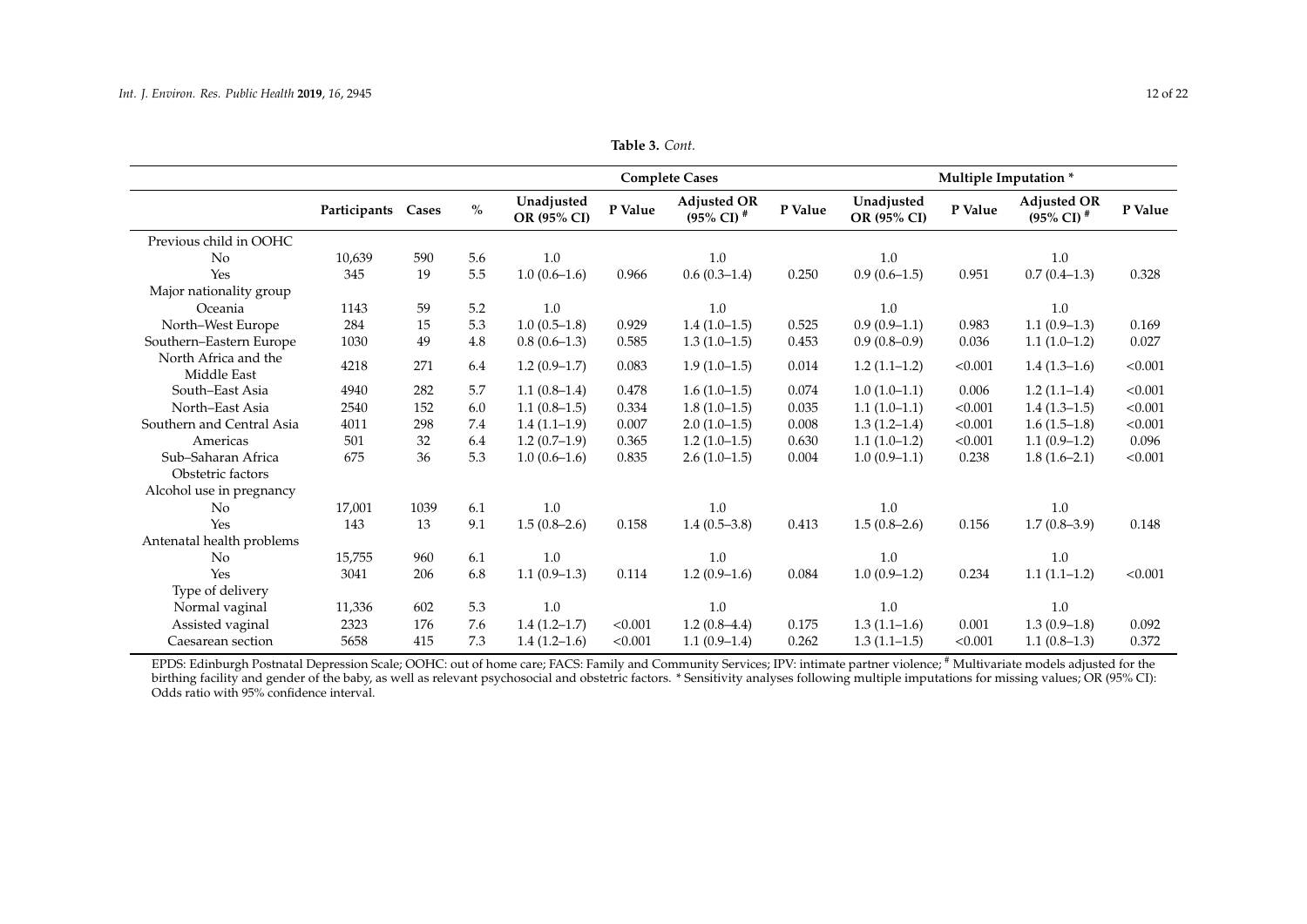**Table 3.** *Cont.*

| | Participants | Cases | % | Complete Cases | | | | Multiple Imputation * | | | |
|---|---|---|---|---|---|---|---|---|---|---|---|
| | | | | Unadjusted OR (95% CI) | P Value | Adjusted OR (95% CI) # | P Value | Unadjusted OR (95% CI) | P Value | Adjusted OR (95% CI) # | P Value |
| Previous child in OOHC | | | | | | | | | | | |
| No | 10,639 | 590 | 5.6 | 1.0 | | 1.0 | | 1.0 | | 1.0 | |
| Yes | 345 | 19 | 5.5 | 1.0 (0.6–1.6) | 0.966 | 0.6 (0.3–1.4) | 0.250 | 0.9 (0.6–1.5) | 0.951 | 0.7 (0.4–1.3) | 0.328 |
| Major nationality group | | | | | | | | | | | |
| Oceania | 1143 | 59 | 5.2 | 1.0 | | 1.0 | | 1.0 | | 1.0 | |
| North–West Europe | 284 | 15 | 5.3 | 1.0 (0.5–1.8) | 0.929 | 1.4 (1.0–1.5) | 0.525 | 0.9 (0.9–1.1) | 0.983 | 1.1 (0.9–1.3) | 0.169 |
| Southern–Eastern Europe | 1030 | 49 | 4.8 | 0.8 (0.6–1.3) | 0.585 | 1.3 (1.0–1.5) | 0.453 | 0.9 (0.8–0.9) | 0.036 | 1.1 (1.0–1.2) | 0.027 |
| North Africa and the Middle East | 4218 | 271 | 6.4 | 1.2 (0.9–1.7) | 0.083 | 1.9 (1.0–1.5) | 0.014 | 1.2 (1.1–1.2) | <0.001 | 1.4 (1.3–1.6) | <0.001 |
| South–East Asia | 4940 | 282 | 5.7 | 1.1 (0.8–1.4) | 0.478 | 1.6 (1.0–1.5) | 0.074 | 1.0 (1.0–1.1) | 0.006 | 1.2 (1.1–1.4) | <0.001 |
| North–East Asia | 2540 | 152 | 6.0 | 1.1 (0.8–1.5) | 0.334 | 1.8 (1.0–1.5) | 0.035 | 1.1 (1.0–1.1) | <0.001 | 1.4 (1.3–1.5) | <0.001 |
| Southern and Central Asia | 4011 | 298 | 7.4 | 1.4 (1.1–1.9) | 0.007 | 2.0 (1.0–1.5) | 0.008 | 1.3 (1.2–1.4) | <0.001 | 1.6 (1.5–1.8) | <0.001 |
| Americas | 501 | 32 | 6.4 | 1.2 (0.7–1.9) | 0.365 | 1.2 (1.0–1.5) | 0.630 | 1.1 (1.0–1.2) | <0.001 | 1.1 (0.9–1.2) | 0.096 |
| Sub–Saharan Africa | 675 | 36 | 5.3 | 1.0 (0.6–1.6) | 0.835 | 2.6 (1.0–1.5) | 0.004 | 1.0 (0.9–1.1) | 0.238 | 1.8 (1.6–2.1) | <0.001 |
| Obstetric factors | | | | | | | | | | | |
| Alcohol use in pregnancy | | | | | | | | | | | |
| No | 17,001 | 1039 | 6.1 | 1.0 | | 1.0 | | 1.0 | | 1.0 | |
| Yes | 143 | 13 | 9.1 | 1.5 (0.8–2.6) | 0.158 | 1.4 (0.5–3.8) | 0.413 | 1.5 (0.8–2.6) | 0.156 | 1.7 (0.8–3.9) | 0.148 |
| Antenatal health problems | | | | | | | | | | | |
| No | 15,755 | 960 | 6.1 | 1.0 | | 1.0 | | 1.0 | | 1.0 | |
| Yes | 3041 | 206 | 6.8 | 1.1 (0.9–1.3) | 0.114 | 1.2 (0.9–1.6) | 0.084 | 1.0 (0.9–1.2) | 0.234 | 1.1 (1.1–1.2) | <0.001 |
| Type of delivery | | | | | | | | | | | |
| Normal vaginal | 11,336 | 602 | 5.3 | 1.0 | | 1.0 | | 1.0 | | 1.0 | |
| Assisted vaginal | 2323 | 176 | 7.6 | 1.4 (1.2–1.7) | <0.001 | 1.2 (0.8–4.4) | 0.175 | 1.3 (1.1–1.6) | 0.001 | 1.3 (0.9–1.8) | 0.092 |
| Caesarean section | 5658 | 415 | 7.3 | 1.4 (1.2–1.6) | <0.001 | 1.1 (0.9–1.4) | 0.262 | 1.3 (1.1–1.5) | <0.001 | 1.1 (0.8–1.3) | 0.372 |

EPDS: Edinburgh Postnatal Depression Scale; OOHC: out of home care; FACS: Family and Community Services; IPV: intimate partner violence; # Multivariate models adjusted for the birthing facility and gender of the baby, as well as relevant psychosocial and obstetric factors. * Sensitivity analyses following multiple imputations for missing values; OR (95% CI): Odds ratio with 95% confidence interval.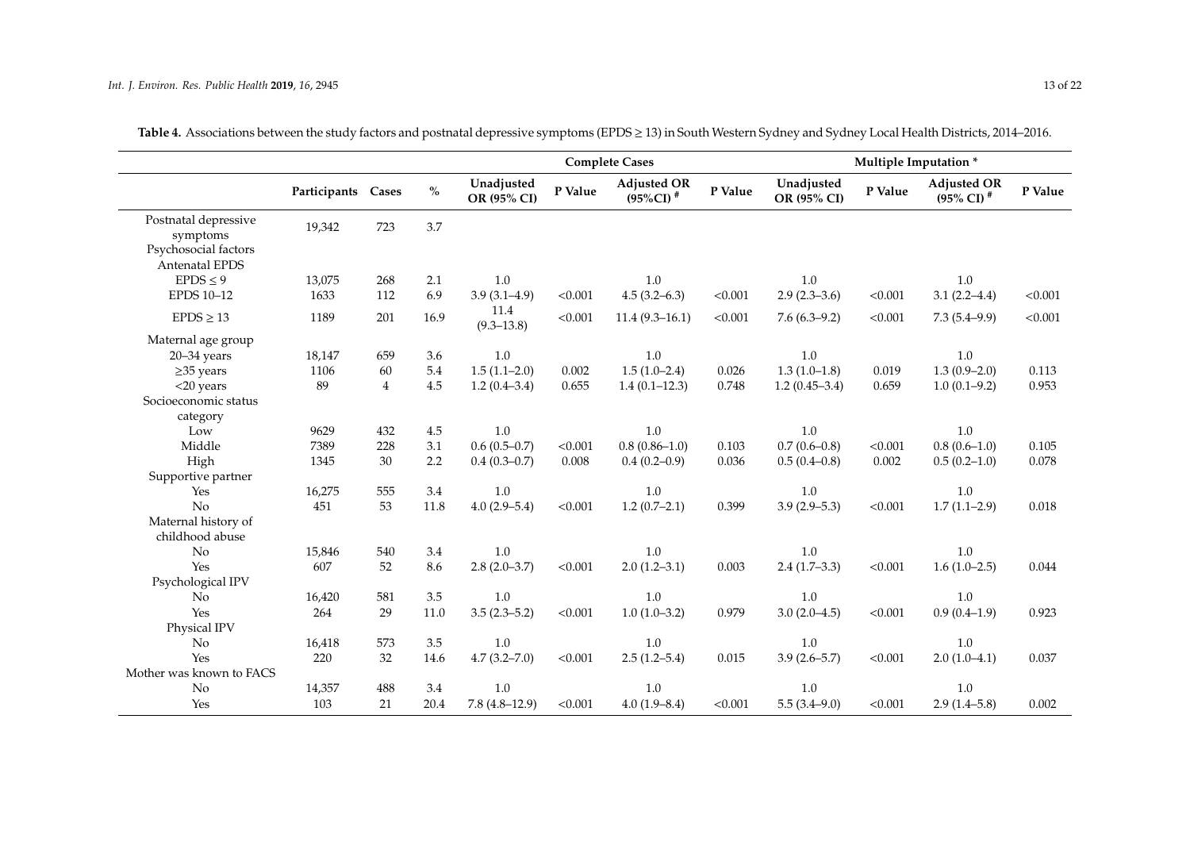**Table 4.** Associations between the study factors and postnatal depressive symptoms (EPDS ≥ 13) in South Western Sydney and Sydney Local Health Districts, 2014–2016.

| | | | | Complete Cases | | | | Multiple Imputation * | | | |
|---|---|---|---|---|---|---|---|---|---|---|---|
| | Participants | Cases | % | Unadjusted OR (95% CI) | P Value | Adjusted OR (95%CI) # | P Value | Unadjusted OR (95% CI) | P Value | Adjusted OR (95% CI) # | P Value |
| Postnatal depressive symptoms | 19,342 | 723 | 3.7 | | | | | | | | |
| Psychosocial factors | | | | | | | | | | | |
| Antenatal EPDS | | | | | | | | | | | |
| EPDS ≤ 9 | 13,075 | 268 | 2.1 | 1.0 | | 1.0 | | 1.0 | | 1.0 | |
| EPDS 10–12 | 1633 | 112 | 6.9 | 3.9 (3.1–4.9) | <0.001 | 4.5 (3.2–6.3) | <0.001 | 2.9 (2.3–3.6) | <0.001 | 3.1 (2.2–4.4) | <0.001 |
| EPDS ≥ 13 | 1189 | 201 | 16.9 | 11.4 (9.3–13.8) | <0.001 | 11.4 (9.3–16.1) | <0.001 | 7.6 (6.3–9.2) | <0.001 | 7.3 (5.4–9.9) | <0.001 |
| Maternal age group | | | | | | | | | | | |
| 20–34 years | 18,147 | 659 | 3.6 | 1.0 | | 1.0 | | 1.0 | | 1.0 | |
| ≥35 years | 1106 | 60 | 5.4 | 1.5 (1.1–2.0) | 0.002 | 1.5 (1.0–2.4) | 0.026 | 1.3 (1.0–1.8) | 0.019 | 1.3 (0.9–2.0) | 0.113 |
| <20 years | 89 | 4 | 4.5 | 1.2 (0.4–3.4) | 0.655 | 1.4 (0.1–12.3) | 0.748 | 1.2 (0.45–3.4) | 0.659 | 1.0 (0.1–9.2) | 0.953 |
| Socioeconomic status category | | | | | | | | | | | |
| Low | 9629 | 432 | 4.5 | 1.0 | | 1.0 | | 1.0 | | 1.0 | |
| Middle | 7389 | 228 | 3.1 | 0.6 (0.5–0.7) | <0.001 | 0.8 (0.86–1.0) | 0.103 | 0.7 (0.6–0.8) | <0.001 | 0.8 (0.6–1.0) | 0.105 |
| High | 1345 | 30 | 2.2 | 0.4 (0.3–0.7) | 0.008 | 0.4 (0.2–0.9) | 0.036 | 0.5 (0.4–0.8) | 0.002 | 0.5 (0.2–1.0) | 0.078 |
| Supportive partner | | | | | | | | | | | |
| Yes | 16,275 | 555 | 3.4 | 1.0 | | 1.0 | | 1.0 | | 1.0 | |
| No | 451 | 53 | 11.8 | 4.0 (2.9–5.4) | <0.001 | 1.2 (0.7–2.1) | 0.399 | 3.9 (2.9–5.3) | <0.001 | 1.7 (1.1–2.9) | 0.018 |
| Maternal history of childhood abuse | | | | | | | | | | | |
| No | 15,846 | 540 | 3.4 | 1.0 | | 1.0 | | 1.0 | | 1.0 | |
| Yes | 607 | 52 | 8.6 | 2.8 (2.0–3.7) | <0.001 | 2.0 (1.2–3.1) | 0.003 | 2.4 (1.7–3.3) | <0.001 | 1.6 (1.0–2.5) | 0.044 |
| Psychological IPV | | | | | | | | | | | |
| No | 16,420 | 581 | 3.5 | 1.0 | | 1.0 | | 1.0 | | 1.0 | |
| Yes | 264 | 29 | 11.0 | 3.5 (2.3–5.2) | <0.001 | 1.0 (1.0–3.2) | 0.979 | 3.0 (2.0–4.5) | <0.001 | 0.9 (0.4–1.9) | 0.923 |
| Physical IPV | | | | | | | | | | | |
| No | 16,418 | 573 | 3.5 | 1.0 | | 1.0 | | 1.0 | | 1.0 | |
| Yes | 220 | 32 | 14.6 | 4.7 (3.2–7.0) | <0.001 | 2.5 (1.2–5.4) | 0.015 | 3.9 (2.6–5.7) | <0.001 | 2.0 (1.0–4.1) | 0.037 |
| Mother was known to FACS | | | | | | | | | | | |
| No | 14,357 | 488 | 3.4 | 1.0 | | 1.0 | | 1.0 | | 1.0 | |
| Yes | 103 | 21 | 20.4 | 7.8 (4.8–12.9) | <0.001 | 4.0 (1.9–8.4) | <0.001 | 5.5 (3.4–9.0) | <0.001 | 2.9 (1.4–5.8) | 0.002 |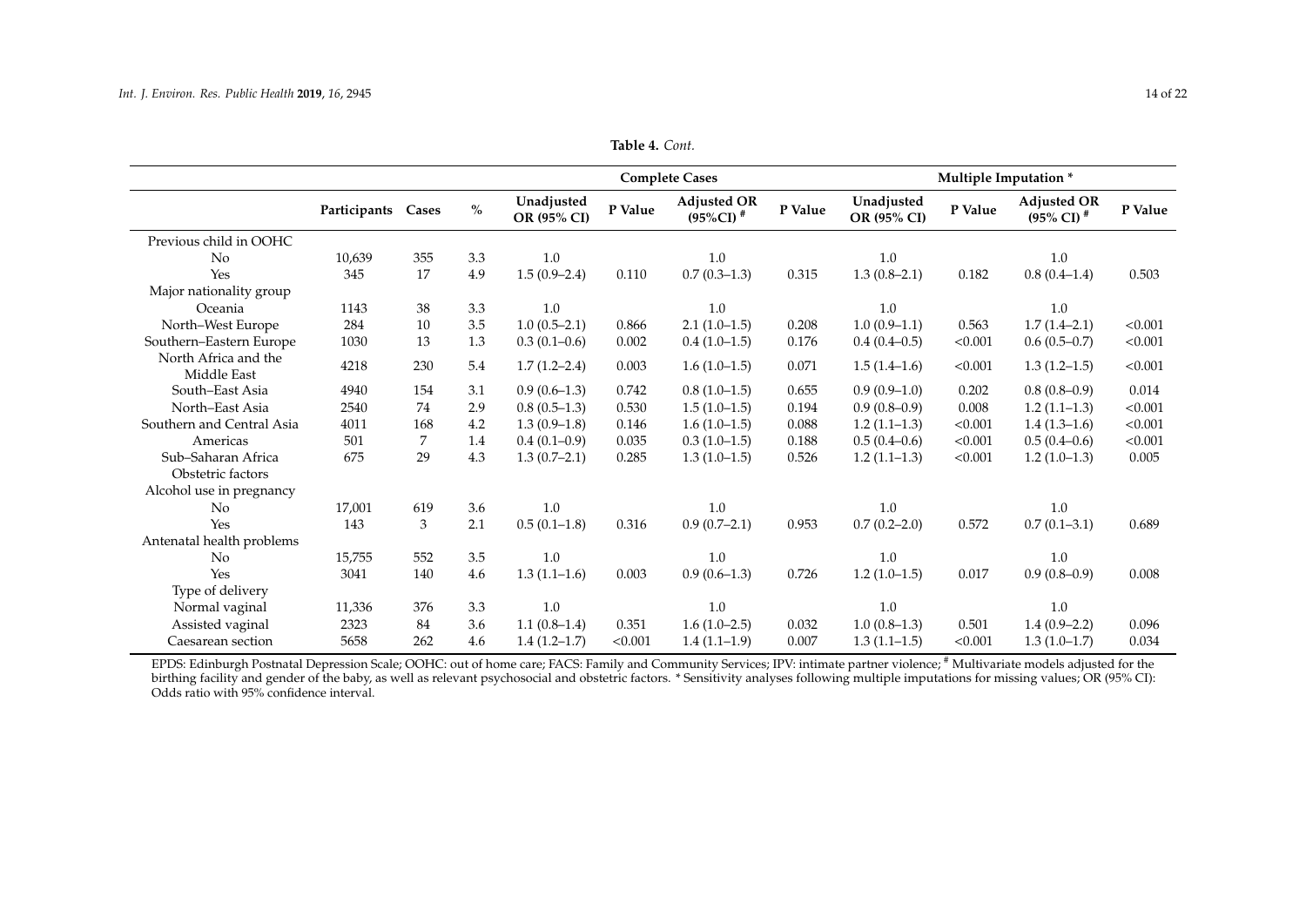**Table 4.** *Cont.*

| | | | | Complete Cases | | | | Multiple Imputation * | | | |
|---|---|---|---|---|---|---|---|---|---|---|---|
| | Participants | Cases | % | Unadjusted OR (95% CI) | P Value | Adjusted OR (95%CI) # | P Value | Unadjusted OR (95% CI) | P Value | Adjusted OR (95% CI) # | P Value |
| Previous child in OOHC | | | | | | | | | | | |
| No | 10,639 | 355 | 3.3 | 1.0 | | 1.0 | | 1.0 | | 1.0 | |
| Yes | 345 | 17 | 4.9 | 1.5 (0.9–2.4) | 0.110 | 0.7 (0.3–1.3) | 0.315 | 1.3 (0.8–2.1) | 0.182 | 0.8 (0.4–1.4) | 0.503 |
| Major nationality group | | | | | | | | | | | |
| Oceania | 1143 | 38 | 3.3 | 1.0 | | 1.0 | | 1.0 | | 1.0 | |
| North–West Europe | 284 | 10 | 3.5 | 1.0 (0.5–2.1) | 0.866 | 2.1 (1.0–1.5) | 0.208 | 1.0 (0.9–1.1) | 0.563 | 1.7 (1.4–2.1) | <0.001 |
| Southern–Eastern Europe | 1030 | 13 | 1.3 | 0.3 (0.1–0.6) | 0.002 | 0.4 (1.0–1.5) | 0.176 | 0.4 (0.4–0.5) | <0.001 | 0.6 (0.5–0.7) | <0.001 |
| North Africa and the Middle East | 4218 | 230 | 5.4 | 1.7 (1.2–2.4) | 0.003 | 1.6 (1.0–1.5) | 0.071 | 1.5 (1.4–1.6) | <0.001 | 1.3 (1.2–1.5) | <0.001 |
| South–East Asia | 4940 | 154 | 3.1 | 0.9 (0.6–1.3) | 0.742 | 0.8 (1.0–1.5) | 0.655 | 0.9 (0.9–1.0) | 0.202 | 0.8 (0.8–0.9) | 0.014 |
| North–East Asia | 2540 | 74 | 2.9 | 0.8 (0.5–1.3) | 0.530 | 1.5 (1.0–1.5) | 0.194 | 0.9 (0.8–0.9) | 0.008 | 1.2 (1.1–1.3) | <0.001 |
| Southern and Central Asia | 4011 | 168 | 4.2 | 1.3 (0.9–1.8) | 0.146 | 1.6 (1.0–1.5) | 0.088 | 1.2 (1.1–1.3) | <0.001 | 1.4 (1.3–1.6) | <0.001 |
| Americas | 501 | 7 | 1.4 | 0.4 (0.1–0.9) | 0.035 | 0.3 (1.0–1.5) | 0.188 | 0.5 (0.4–0.6) | <0.001 | 0.5 (0.4–0.6) | <0.001 |
| Sub–Saharan Africa | 675 | 29 | 4.3 | 1.3 (0.7–2.1) | 0.285 | 1.3 (1.0–1.5) | 0.526 | 1.2 (1.1–1.3) | <0.001 | 1.2 (1.0–1.3) | 0.005 |
| Obstetric factors | | | | | | | | | | | |
| Alcohol use in pregnancy | | | | | | | | | | | |
| No | 17,001 | 619 | 3.6 | 1.0 | | 1.0 | | 1.0 | | 1.0 | |
| Yes | 143 | 3 | 2.1 | 0.5 (0.1–1.8) | 0.316 | 0.9 (0.7–2.1) | 0.953 | 0.7 (0.2–2.0) | 0.572 | 0.7 (0.1–3.1) | 0.689 |
| Antenatal health problems | | | | | | | | | | | |
| No | 15,755 | 552 | 3.5 | 1.0 | | 1.0 | | 1.0 | | 1.0 | |
| Yes | 3041 | 140 | 4.6 | 1.3 (1.1–1.6) | 0.003 | 0.9 (0.6–1.3) | 0.726 | 1.2 (1.0–1.5) | 0.017 | 0.9 (0.8–0.9) | 0.008 |
| Type of delivery | | | | | | | | | | | |
| Normal vaginal | 11,336 | 376 | 3.3 | 1.0 | | 1.0 | | 1.0 | | 1.0 | |
| Assisted vaginal | 2323 | 84 | 3.6 | 1.1 (0.8–1.4) | 0.351 | 1.6 (1.0–2.5) | 0.032 | 1.0 (0.8–1.3) | 0.501 | 1.4 (0.9–2.2) | 0.096 |
| Caesarean section | 5658 | 262 | 4.6 | 1.4 (1.2–1.7) | <0.001 | 1.4 (1.1–1.9) | 0.007 | 1.3 (1.1–1.5) | <0.001 | 1.3 (1.0–1.7) | 0.034 |

EPDS: Edinburgh Postnatal Depression Scale; OOHC: out of home care; FACS: Family and Community Services; IPV: intimate partner violence; # Multivariate models adjusted for the birthing facility and gender of the baby, as well as relevant psychosocial and obstetric factors. * Sensitivity analyses following multiple imputations for missing values; OR (95% CI): Odds ratio with 95% confidence interval.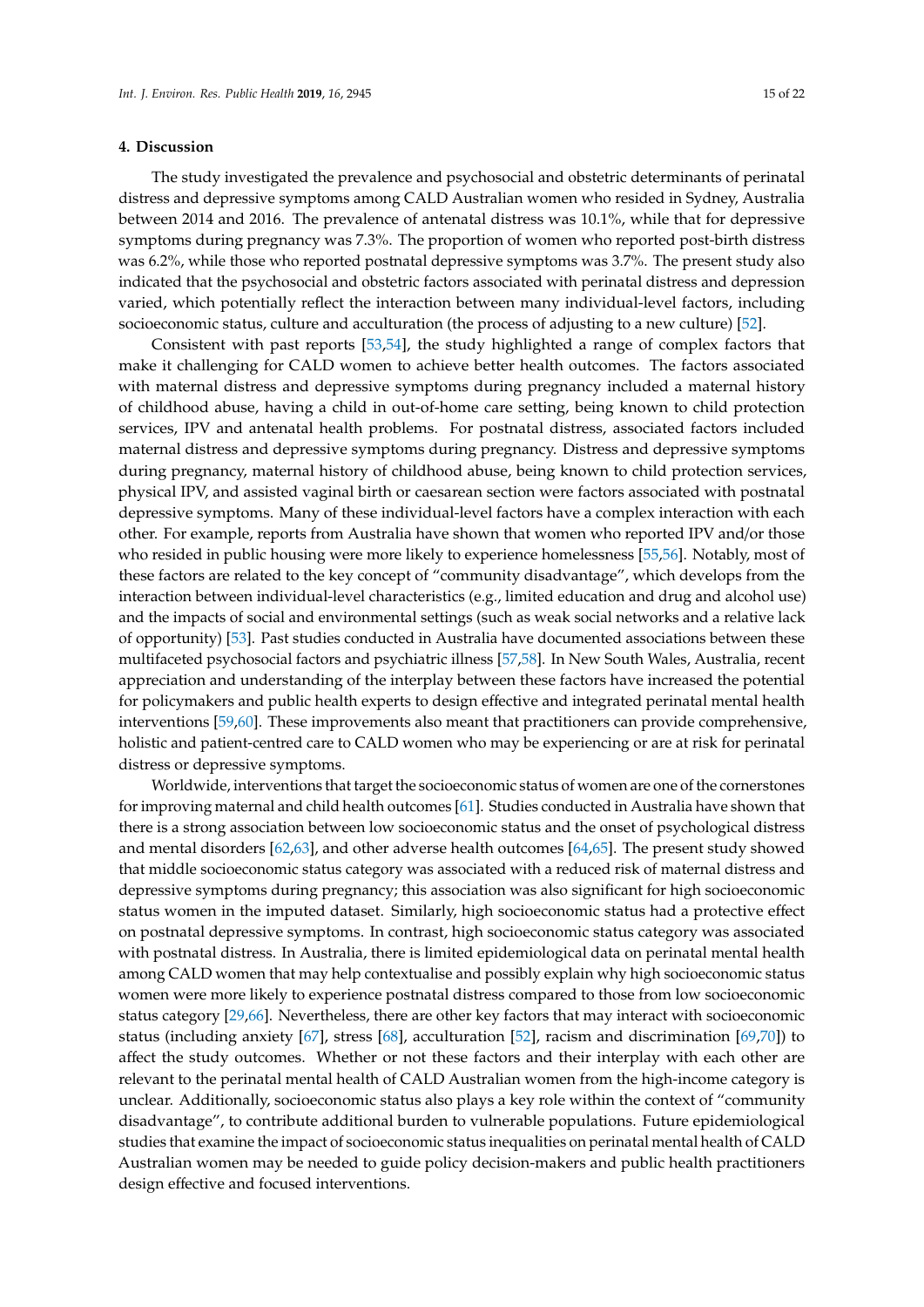## 4. Discussion

The study investigated the prevalence and psychosocial and obstetric determinants of perinatal distress and depressive symptoms among CALD Australian women who resided in Sydney, Australia between 2014 and 2016. The prevalence of antenatal distress was 10.1%, while that for depressive symptoms during pregnancy was 7.3%. The proportion of women who reported post-birth distress was 6.2%, while those who reported postnatal depressive symptoms was 3.7%. The present study also indicated that the psychosocial and obstetric factors associated with perinatal distress and depression varied, which potentially reflect the interaction between many individual-level factors, including socioeconomic status, culture and acculturation (the process of adjusting to a new culture) [52].

Consistent with past reports [53,54], the study highlighted a range of complex factors that make it challenging for CALD women to achieve better health outcomes. The factors associated with maternal distress and depressive symptoms during pregnancy included a maternal history of childhood abuse, having a child in out-of-home care setting, being known to child protection services, IPV and antenatal health problems. For postnatal distress, associated factors included maternal distress and depressive symptoms during pregnancy. Distress and depressive symptoms during pregnancy, maternal history of childhood abuse, being known to child protection services, physical IPV, and assisted vaginal birth or caesarean section were factors associated with postnatal depressive symptoms. Many of these individual-level factors have a complex interaction with each other. For example, reports from Australia have shown that women who reported IPV and/or those who resided in public housing were more likely to experience homelessness [55,56]. Notably, most of these factors are related to the key concept of "community disadvantage", which develops from the interaction between individual-level characteristics (e.g., limited education and drug and alcohol use) and the impacts of social and environmental settings (such as weak social networks and a relative lack of opportunity) [53]. Past studies conducted in Australia have documented associations between these multifaceted psychosocial factors and psychiatric illness [57,58]. In New South Wales, Australia, recent appreciation and understanding of the interplay between these factors have increased the potential for policymakers and public health experts to design effective and integrated perinatal mental health interventions [59,60]. These improvements also meant that practitioners can provide comprehensive, holistic and patient-centred care to CALD women who may be experiencing or are at risk for perinatal distress or depressive symptoms.

Worldwide, interventions that target the socioeconomic status of women are one of the cornerstones for improving maternal and child health outcomes [61]. Studies conducted in Australia have shown that there is a strong association between low socioeconomic status and the onset of psychological distress and mental disorders [62,63], and other adverse health outcomes [64,65]. The present study showed that middle socioeconomic status category was associated with a reduced risk of maternal distress and depressive symptoms during pregnancy; this association was also significant for high socioeconomic status women in the imputed dataset. Similarly, high socioeconomic status had a protective effect on postnatal depressive symptoms. In contrast, high socioeconomic status category was associated with postnatal distress. In Australia, there is limited epidemiological data on perinatal mental health among CALD women that may help contextualise and possibly explain why high socioeconomic status women were more likely to experience postnatal distress compared to those from low socioeconomic status category [29,66]. Nevertheless, there are other key factors that may interact with socioeconomic status (including anxiety [67], stress [68], acculturation [52], racism and discrimination [69,70]) to affect the study outcomes. Whether or not these factors and their interplay with each other are relevant to the perinatal mental health of CALD Australian women from the high-income category is unclear. Additionally, socioeconomic status also plays a key role within the context of "community disadvantage", to contribute additional burden to vulnerable populations. Future epidemiological studies that examine the impact of socioeconomic status inequalities on perinatal mental health of CALD Australian women may be needed to guide policy decision-makers and public health practitioners design effective and focused interventions.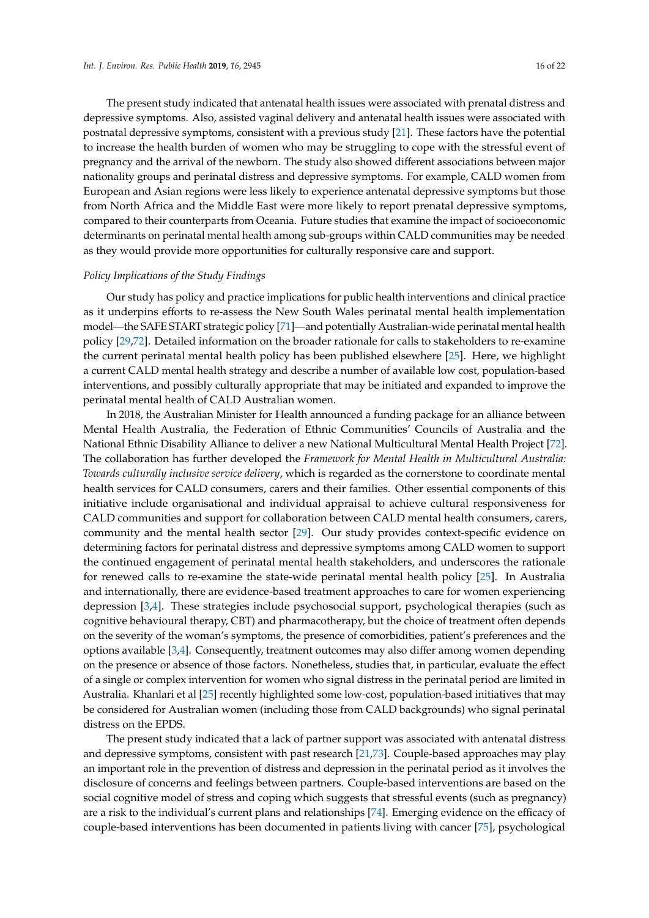The present study indicated that antenatal health issues were associated with prenatal distress and depressive symptoms. Also, assisted vaginal delivery and antenatal health issues were associated with postnatal depressive symptoms, consistent with a previous study [21]. These factors have the potential to increase the health burden of women who may be struggling to cope with the stressful event of pregnancy and the arrival of the newborn. The study also showed different associations between major nationality groups and perinatal distress and depressive symptoms. For example, CALD women from European and Asian regions were less likely to experience antenatal depressive symptoms but those from North Africa and the Middle East were more likely to report prenatal depressive symptoms, compared to their counterparts from Oceania. Future studies that examine the impact of socioeconomic determinants on perinatal mental health among sub-groups within CALD communities may be needed as they would provide more opportunities for culturally responsive care and support.

*Policy Implications of the Study Findings*

Our study has policy and practice implications for public health interventions and clinical practice as it underpins efforts to re-assess the New South Wales perinatal mental health implementation model—the SAFE START strategic policy [71]—and potentially Australian-wide perinatal mental health policy [29,72]. Detailed information on the broader rationale for calls to stakeholders to re-examine the current perinatal mental health policy has been published elsewhere [25]. Here, we highlight a current CALD mental health strategy and describe a number of available low cost, population-based interventions, and possibly culturally appropriate that may be initiated and expanded to improve the perinatal mental health of CALD Australian women.

In 2018, the Australian Minister for Health announced a funding package for an alliance between Mental Health Australia, the Federation of Ethnic Communities' Councils of Australia and the National Ethnic Disability Alliance to deliver a new National Multicultural Mental Health Project [72]. The collaboration has further developed the *Framework for Mental Health in Multicultural Australia: Towards culturally inclusive service delivery*, which is regarded as the cornerstone to coordinate mental health services for CALD consumers, carers and their families. Other essential components of this initiative include organisational and individual appraisal to achieve cultural responsiveness for CALD communities and support for collaboration between CALD mental health consumers, carers, community and the mental health sector [29]. Our study provides context-specific evidence on determining factors for perinatal distress and depressive symptoms among CALD women to support the continued engagement of perinatal mental health stakeholders, and underscores the rationale for renewed calls to re-examine the state-wide perinatal mental health policy [25]. In Australia and internationally, there are evidence-based treatment approaches to care for women experiencing depression [3,4]. These strategies include psychosocial support, psychological therapies (such as cognitive behavioural therapy, CBT) and pharmacotherapy, but the choice of treatment often depends on the severity of the woman's symptoms, the presence of comorbidities, patient's preferences and the options available [3,4]. Consequently, treatment outcomes may also differ among women depending on the presence or absence of those factors. Nonetheless, studies that, in particular, evaluate the effect of a single or complex intervention for women who signal distress in the perinatal period are limited in Australia. Khanlari et al [25] recently highlighted some low-cost, population-based initiatives that may be considered for Australian women (including those from CALD backgrounds) who signal perinatal distress on the EPDS.

The present study indicated that a lack of partner support was associated with antenatal distress and depressive symptoms, consistent with past research [21,73]. Couple-based approaches may play an important role in the prevention of distress and depression in the perinatal period as it involves the disclosure of concerns and feelings between partners. Couple-based interventions are based on the social cognitive model of stress and coping which suggests that stressful events (such as pregnancy) are a risk to the individual's current plans and relationships [74]. Emerging evidence on the efficacy of couple-based interventions has been documented in patients living with cancer [75], psychological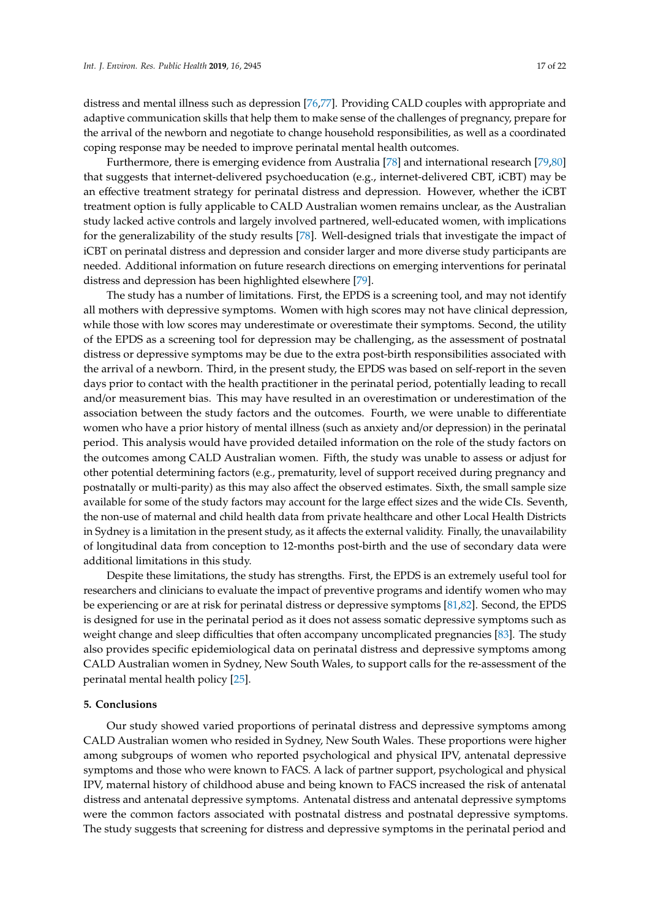distress and mental illness such as depression [76,77]. Providing CALD couples with appropriate and adaptive communication skills that help them to make sense of the challenges of pregnancy, prepare for the arrival of the newborn and negotiate to change household responsibilities, as well as a coordinated coping response may be needed to improve perinatal mental health outcomes.

Furthermore, there is emerging evidence from Australia [78] and international research [79,80] that suggests that internet-delivered psychoeducation (e.g., internet-delivered CBT, iCBT) may be an effective treatment strategy for perinatal distress and depression. However, whether the iCBT treatment option is fully applicable to CALD Australian women remains unclear, as the Australian study lacked active controls and largely involved partnered, well-educated women, with implications for the generalizability of the study results [78]. Well-designed trials that investigate the impact of iCBT on perinatal distress and depression and consider larger and more diverse study participants are needed. Additional information on future research directions on emerging interventions for perinatal distress and depression has been highlighted elsewhere [79].

The study has a number of limitations. First, the EPDS is a screening tool, and may not identify all mothers with depressive symptoms. Women with high scores may not have clinical depression, while those with low scores may underestimate or overestimate their symptoms. Second, the utility of the EPDS as a screening tool for depression may be challenging, as the assessment of postnatal distress or depressive symptoms may be due to the extra post-birth responsibilities associated with the arrival of a newborn. Third, in the present study, the EPDS was based on self-report in the seven days prior to contact with the health practitioner in the perinatal period, potentially leading to recall and/or measurement bias. This may have resulted in an overestimation or underestimation of the association between the study factors and the outcomes. Fourth, we were unable to differentiate women who have a prior history of mental illness (such as anxiety and/or depression) in the perinatal period. This analysis would have provided detailed information on the role of the study factors on the outcomes among CALD Australian women. Fifth, the study was unable to assess or adjust for other potential determining factors (e.g., prematurity, level of support received during pregnancy and postnatally or multi-parity) as this may also affect the observed estimates. Sixth, the small sample size available for some of the study factors may account for the large effect sizes and the wide CIs. Seventh, the non-use of maternal and child health data from private healthcare and other Local Health Districts in Sydney is a limitation in the present study, as it affects the external validity. Finally, the unavailability of longitudinal data from conception to 12-months post-birth and the use of secondary data were additional limitations in this study.

Despite these limitations, the study has strengths. First, the EPDS is an extremely useful tool for researchers and clinicians to evaluate the impact of preventive programs and identify women who may be experiencing or are at risk for perinatal distress or depressive symptoms [81,82]. Second, the EPDS is designed for use in the perinatal period as it does not assess somatic depressive symptoms such as weight change and sleep difficulties that often accompany uncomplicated pregnancies [83]. The study also provides specific epidemiological data on perinatal distress and depressive symptoms among CALD Australian women in Sydney, New South Wales, to support calls for the re-assessment of the perinatal mental health policy [25].

## 5. Conclusions

Our study showed varied proportions of perinatal distress and depressive symptoms among CALD Australian women who resided in Sydney, New South Wales. These proportions were higher among subgroups of women who reported psychological and physical IPV, antenatal depressive symptoms and those who were known to FACS. A lack of partner support, psychological and physical IPV, maternal history of childhood abuse and being known to FACS increased the risk of antenatal distress and antenatal depressive symptoms. Antenatal distress and antenatal depressive symptoms were the common factors associated with postnatal distress and postnatal depressive symptoms. The study suggests that screening for distress and depressive symptoms in the perinatal period and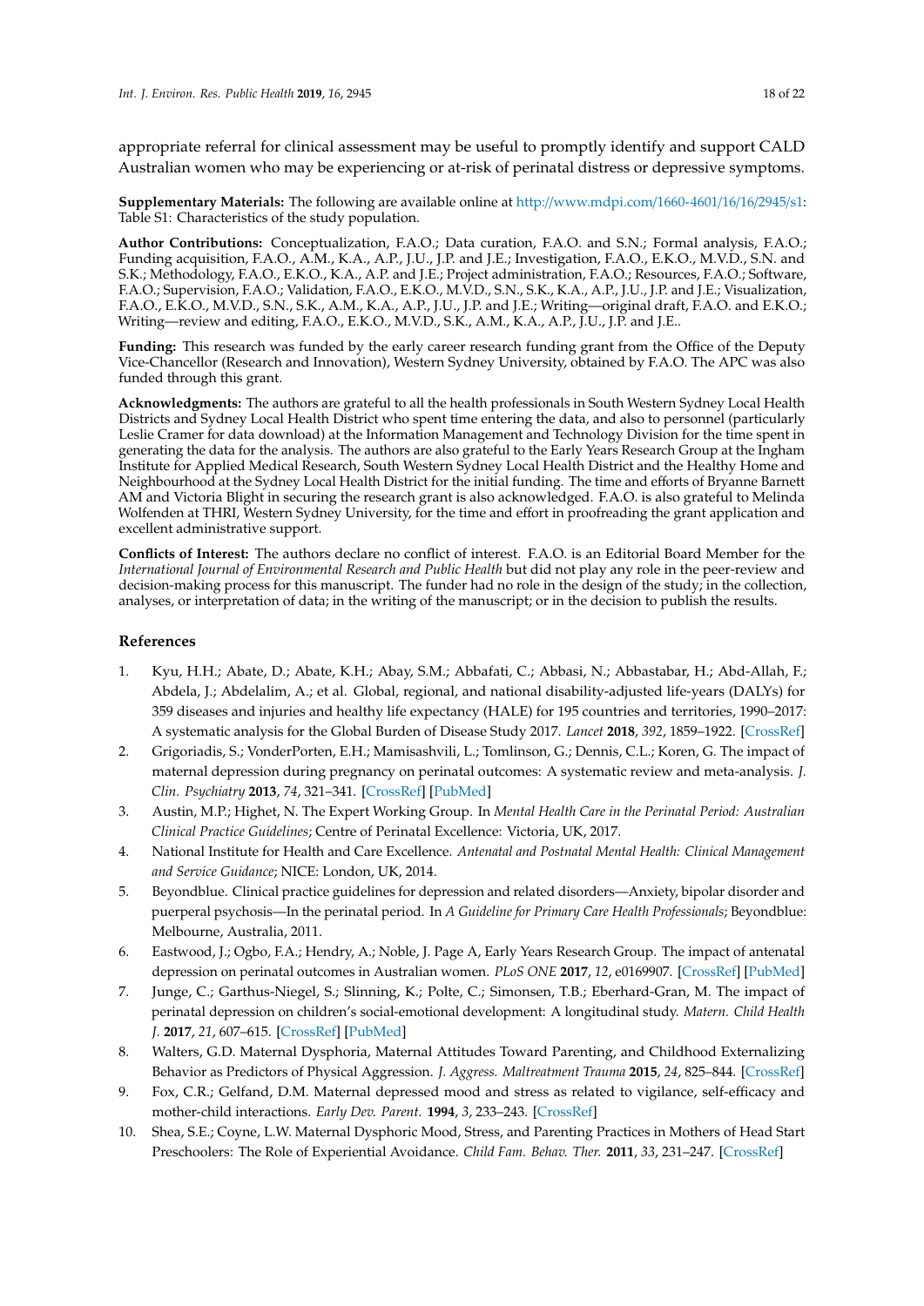appropriate referral for clinical assessment may be useful to promptly identify and support CALD Australian women who may be experiencing or at-risk of perinatal distress or depressive symptoms.

**Supplementary Materials:** The following are available online at http://www.mdpi.com/1660-4601/16/16/2945/s1: Table S1: Characteristics of the study population.

**Author Contributions:** Conceptualization, F.A.O.; Data curation, F.A.O. and S.N.; Formal analysis, F.A.O.; Funding acquisition, F.A.O., A.M., K.A., A.P., J.U., J.P. and J.E.; Investigation, F.A.O., E.K.O., M.V.D., S.N. and S.K.; Methodology, F.A.O., E.K.O., K.A., A.P. and J.E.; Project administration, F.A.O.; Resources, F.A.O.; Software, F.A.O.; Supervision, F.A.O.; Validation, F.A.O., E.K.O., M.V.D., S.N., S.K., K.A., A.P., J.U., J.P. and J.E.; Visualization, F.A.O., E.K.O., M.V.D., S.N., S.K., A.M., K.A., A.P., J.U., J.P. and J.E.; Writing—original draft, F.A.O. and E.K.O.; Writing—review and editing, F.A.O., E.K.O., M.V.D., S.K., A.M., K.A., A.P., J.U., J.P. and J.E..

**Funding:** This research was funded by the early career research funding grant from the Office of the Deputy Vice-Chancellor (Research and Innovation), Western Sydney University, obtained by F.A.O. The APC was also funded through this grant.

**Acknowledgments:** The authors are grateful to all the health professionals in South Western Sydney Local Health Districts and Sydney Local Health District who spent time entering the data, and also to personnel (particularly Leslie Cramer for data download) at the Information Management and Technology Division for the time spent in generating the data for the analysis. The authors are also grateful to the Early Years Research Group at the Ingham Institute for Applied Medical Research, South Western Sydney Local Health District and the Healthy Home and Neighbourhood at the Sydney Local Health District for the initial funding. The time and efforts of Bryanne Barnett AM and Victoria Blight in securing the research grant is also acknowledged. F.A.O. is also grateful to Melinda Wolfenden at THRI, Western Sydney University, for the time and effort in proofreading the grant application and excellent administrative support.

**Conflicts of Interest:** The authors declare no conflict of interest. F.A.O. is an Editorial Board Member for the *International Journal of Environmental Research and Public Health* but did not play any role in the peer-review and decision-making process for this manuscript. The funder had no role in the design of the study; in the collection, analyses, or interpretation of data; in the writing of the manuscript; or in the decision to publish the results.

## References

1. Kyu, H.H.; Abate, D.; Abate, K.H.; Abay, S.M.; Abbafati, C.; Abbasi, N.; Abbastabar, H.; Abd-Allah, F.; Abdela, J.; Abdelalim, A.; et al. Global, regional, and national disability-adjusted life-years (DALYs) for 359 diseases and injuries and healthy life expectancy (HALE) for 195 countries and territories, 1990–2017: A systematic analysis for the Global Burden of Disease Study 2017. *Lancet* **2018**, *392*, 1859–1922. [CrossRef]
2. Grigoriadis, S.; VonderPorten, E.H.; Mamisashvili, L.; Tomlinson, G.; Dennis, C.L.; Koren, G. The impact of maternal depression during pregnancy on perinatal outcomes: A systematic review and meta-analysis. *J. Clin. Psychiatry* **2013**, *74*, 321–341. [CrossRef] [PubMed]
3. Austin, M.P.; Highet, N. The Expert Working Group. In *Mental Health Care in the Perinatal Period: Australian Clinical Practice Guidelines*; Centre of Perinatal Excellence: Victoria, UK, 2017.
4. National Institute for Health and Care Excellence. *Antenatal and Postnatal Mental Health: Clinical Management and Service Guidance*; NICE: London, UK, 2014.
5. Beyondblue. Clinical practice guidelines for depression and related disorders—Anxiety, bipolar disorder and puerperal psychosis—In the perinatal period. In *A Guideline for Primary Care Health Professionals*; Beyondblue: Melbourne, Australia, 2011.
6. Eastwood, J.; Ogbo, F.A.; Hendry, A.; Noble, J. Page A, Early Years Research Group. The impact of antenatal depression on perinatal outcomes in Australian women. *PLoS ONE* **2017**, *12*, e0169907. [CrossRef] [PubMed]
7. Junge, C.; Garthus-Niegel, S.; Slinning, K.; Polte, C.; Simonsen, T.B.; Eberhard-Gran, M. The impact of perinatal depression on children's social-emotional development: A longitudinal study. *Matern. Child Health J.* **2017**, *21*, 607–615. [CrossRef] [PubMed]
8. Walters, G.D. Maternal Dysphoria, Maternal Attitudes Toward Parenting, and Childhood Externalizing Behavior as Predictors of Physical Aggression. *J. Aggress. Maltreatment Trauma* **2015**, *24*, 825–844. [CrossRef]
9. Fox, C.R.; Gelfand, D.M. Maternal depressed mood and stress as related to vigilance, self-efficacy and mother-child interactions. *Early Dev. Parent.* **1994**, *3*, 233–243. [CrossRef]
10. Shea, S.E.; Coyne, L.W. Maternal Dysphoric Mood, Stress, and Parenting Practices in Mothers of Head Start Preschoolers: The Role of Experiential Avoidance. *Child Fam. Behav. Ther.* **2011**, *33*, 231–247. [CrossRef]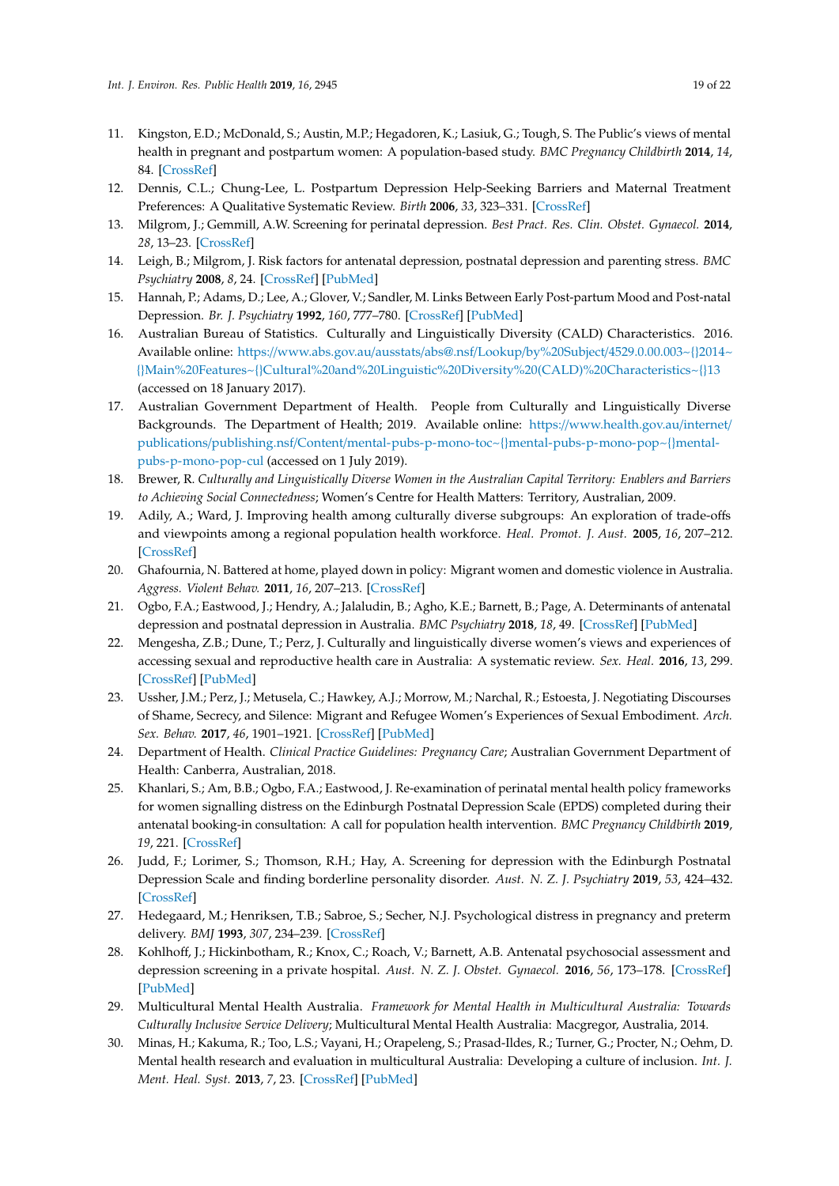11. Kingston, E.D.; McDonald, S.; Austin, M.P.; Hegadoren, K.; Lasiuk, G.; Tough, S. The Public's views of mental health in pregnant and postpartum women: A population-based study. *BMC Pregnancy Childbirth* **2014**, *14*, 84. [CrossRef]
12. Dennis, C.L.; Chung-Lee, L. Postpartum Depression Help-Seeking Barriers and Maternal Treatment Preferences: A Qualitative Systematic Review. *Birth* **2006**, *33*, 323–331. [CrossRef]
13. Milgrom, J.; Gemmill, A.W. Screening for perinatal depression. *Best Pract. Res. Clin. Obstet. Gynaecol.* **2014**, *28*, 13–23. [CrossRef]
14. Leigh, B.; Milgrom, J. Risk factors for antenatal depression, postnatal depression and parenting stress. *BMC Psychiatry* **2008**, *8*, 24. [CrossRef] [PubMed]
15. Hannah, P.; Adams, D.; Lee, A.; Glover, V.; Sandler, M. Links Between Early Post-partum Mood and Post-natal Depression. *Br. J. Psychiatry* **1992**, *160*, 777–780. [CrossRef] [PubMed]
16. Australian Bureau of Statistics. Culturally and Linguistically Diversity (CALD) Characteristics. 2016. Available online: https://www.abs.gov.au/ausstats/abs@.nsf/Lookup/by%20Subject/4529.0.00.003~{}2014~{}Main%20Features~{}Cultural%20and%20Linguistic%20Diversity%20(CALD)%20Characteristics~{}13 (accessed on 18 January 2017).
17. Australian Government Department of Health. People from Culturally and Linguistically Diverse Backgrounds. The Department of Health; 2019. Available online: https://www.health.gov.au/internet/publications/publishing.nsf/Content/mental-pubs-p-mono-toc~{}mental-pubs-p-mono-pop~{}mental-pubs-p-mono-pop-cul (accessed on 1 July 2019).
18. Brewer, R. *Culturally and Linguistically Diverse Women in the Australian Capital Territory: Enablers and Barriers to Achieving Social Connectedness*; Women's Centre for Health Matters: Territory, Australian, 2009.
19. Adily, A.; Ward, J. Improving health among culturally diverse subgroups: An exploration of trade-offs and viewpoints among a regional population health workforce. *Heal. Promot. J. Aust.* **2005**, *16*, 207–212. [CrossRef]
20. Ghafournia, N. Battered at home, played down in policy: Migrant women and domestic violence in Australia. *Aggress. Violent Behav.* **2011**, *16*, 207–213. [CrossRef]
21. Ogbo, F.A.; Eastwood, J.; Hendry, A.; Jalaludin, B.; Agho, K.E.; Barnett, B.; Page, A. Determinants of antenatal depression and postnatal depression in Australia. *BMC Psychiatry* **2018**, *18*, 49. [CrossRef] [PubMed]
22. Mengesha, Z.B.; Dune, T.; Perz, J. Culturally and linguistically diverse women's views and experiences of accessing sexual and reproductive health care in Australia: A systematic review. *Sex. Heal.* **2016**, *13*, 299. [CrossRef] [PubMed]
23. Ussher, J.M.; Perz, J.; Metusela, C.; Hawkey, A.J.; Morrow, M.; Narchal, R.; Estoesta, J. Negotiating Discourses of Shame, Secrecy, and Silence: Migrant and Refugee Women's Experiences of Sexual Embodiment. *Arch. Sex. Behav.* **2017**, *46*, 1901–1921. [CrossRef] [PubMed]
24. Department of Health. *Clinical Practice Guidelines: Pregnancy Care*; Australian Government Department of Health: Canberra, Australian, 2018.
25. Khanlari, S.; Am, B.B.; Ogbo, F.A.; Eastwood, J. Re-examination of perinatal mental health policy frameworks for women signalling distress on the Edinburgh Postnatal Depression Scale (EPDS) completed during their antenatal booking-in consultation: A call for population health intervention. *BMC Pregnancy Childbirth* **2019**, *19*, 221. [CrossRef]
26. Judd, F.; Lorimer, S.; Thomson, R.H.; Hay, A. Screening for depression with the Edinburgh Postnatal Depression Scale and finding borderline personality disorder. *Aust. N. Z. J. Psychiatry* **2019**, *53*, 424–432. [CrossRef]
27. Hedegaard, M.; Henriksen, T.B.; Sabroe, S.; Secher, N.J. Psychological distress in pregnancy and preterm delivery. *BMJ* **1993**, *307*, 234–239. [CrossRef]
28. Kohlhoff, J.; Hickinbotham, R.; Knox, C.; Roach, V.; Barnett, A.B. Antenatal psychosocial assessment and depression screening in a private hospital. *Aust. N. Z. J. Obstet. Gynaecol.* **2016**, *56*, 173–178. [CrossRef] [PubMed]
29. Multicultural Mental Health Australia. *Framework for Mental Health in Multicultural Australia: Towards Culturally Inclusive Service Delivery*; Multicultural Mental Health Australia: Macgregor, Australia, 2014.
30. Minas, H.; Kakuma, R.; Too, L.S.; Vayani, H.; Orapeleng, S.; Prasad-Ildes, R.; Turner, G.; Procter, N.; Oehm, D. Mental health research and evaluation in multicultural Australia: Developing a culture of inclusion. *Int. J. Ment. Heal. Syst.* **2013**, *7*, 23. [CrossRef] [PubMed]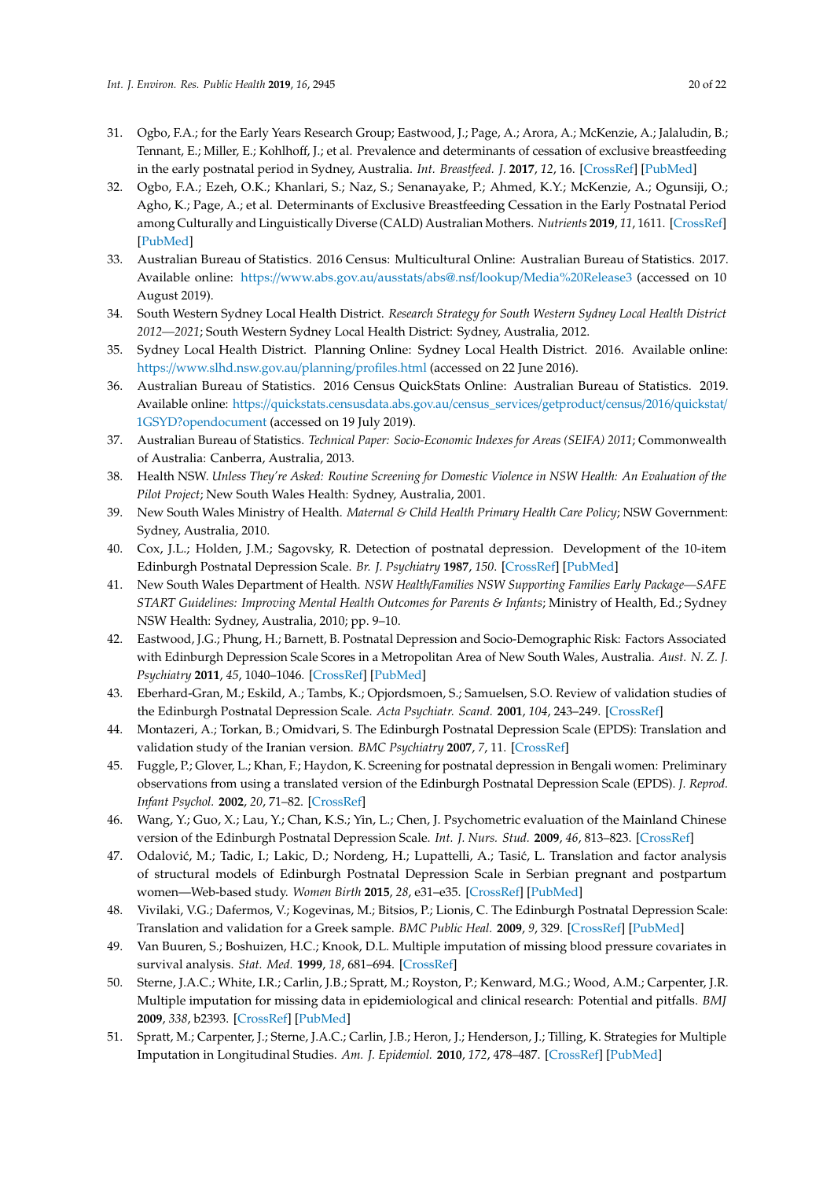31. Ogbo, F.A.; for the Early Years Research Group; Eastwood, J.; Page, A.; Arora, A.; McKenzie, A.; Jalaludin, B.; Tennant, E.; Miller, E.; Kohlhoff, J.; et al. Prevalence and determinants of cessation of exclusive breastfeeding in the early postnatal period in Sydney, Australia. *Int. Breastfeed. J.* **2017**, *12*, 16. [CrossRef] [PubMed]
32. Ogbo, F.A.; Ezeh, O.K.; Khanlari, S.; Naz, S.; Senanayake, P.; Ahmed, K.Y.; McKenzie, A.; Ogunsiji, O.; Agho, K.; Page, A.; et al. Determinants of Exclusive Breastfeeding Cessation in the Early Postnatal Period among Culturally and Linguistically Diverse (CALD) Australian Mothers. *Nutrients* **2019**, *11*, 1611. [CrossRef] [PubMed]
33. Australian Bureau of Statistics. 2016 Census: Multicultural Online: Australian Bureau of Statistics. 2017. Available online: https://www.abs.gov.au/ausstats/abs@.nsf/lookup/Media%20Release3 (accessed on 10 August 2019).
34. South Western Sydney Local Health District. *Research Strategy for South Western Sydney Local Health District 2012—2021*; South Western Sydney Local Health District: Sydney, Australia, 2012.
35. Sydney Local Health District. Planning Online: Sydney Local Health District. 2016. Available online: https://www.slhd.nsw.gov.au/planning/profiles.html (accessed on 22 June 2016).
36. Australian Bureau of Statistics. 2016 Census QuickStats Online: Australian Bureau of Statistics. 2019. Available online: https://quickstats.censusdata.abs.gov.au/census_services/getproduct/census/2016/quickstat/1GSYD?opendocument (accessed on 19 July 2019).
37. Australian Bureau of Statistics. *Technical Paper: Socio-Economic Indexes for Areas (SEIFA) 2011*; Commonwealth of Australia: Canberra, Australia, 2013.
38. Health NSW. *Unless They're Asked: Routine Screening for Domestic Violence in NSW Health: An Evaluation of the Pilot Project*; New South Wales Health: Sydney, Australia, 2001.
39. New South Wales Ministry of Health. *Maternal & Child Health Primary Health Care Policy*; NSW Government: Sydney, Australia, 2010.
40. Cox, J.L.; Holden, J.M.; Sagovsky, R. Detection of postnatal depression. Development of the 10-item Edinburgh Postnatal Depression Scale. *Br. J. Psychiatry* **1987**, *150*. [CrossRef] [PubMed]
41. New South Wales Department of Health. *NSW Health/Families NSW Supporting Families Early Package—SAFE START Guidelines: Improving Mental Health Outcomes for Parents & Infants*; Ministry of Health, Ed.; Sydney NSW Health: Sydney, Australia, 2010; pp. 9–10.
42. Eastwood, J.G.; Phung, H.; Barnett, B. Postnatal Depression and Socio-Demographic Risk: Factors Associated with Edinburgh Depression Scale Scores in a Metropolitan Area of New South Wales, Australia. *Aust. N. Z. J. Psychiatry* **2011**, *45*, 1040–1046. [CrossRef] [PubMed]
43. Eberhard-Gran, M.; Eskild, A.; Tambs, K.; Opjordsmoen, S.; Samuelsen, S.O. Review of validation studies of the Edinburgh Postnatal Depression Scale. *Acta Psychiatr. Scand.* **2001**, *104*, 243–249. [CrossRef]
44. Montazeri, A.; Torkan, B.; Omidvari, S. The Edinburgh Postnatal Depression Scale (EPDS): Translation and validation study of the Iranian version. *BMC Psychiatry* **2007**, *7*, 11. [CrossRef]
45. Fuggle, P.; Glover, L.; Khan, F.; Haydon, K. Screening for postnatal depression in Bengali women: Preliminary observations from using a translated version of the Edinburgh Postnatal Depression Scale (EPDS). *J. Reprod. Infant Psychol.* **2002**, *20*, 71–82. [CrossRef]
46. Wang, Y.; Guo, X.; Lau, Y.; Chan, K.S.; Yin, L.; Chen, J. Psychometric evaluation of the Mainland Chinese version of the Edinburgh Postnatal Depression Scale. *Int. J. Nurs. Stud.* **2009**, *46*, 813–823. [CrossRef]
47. Odalović, M.; Tadic, I.; Lakic, D.; Nordeng, H.; Lupattelli, A.; Tasić, L. Translation and factor analysis of structural models of Edinburgh Postnatal Depression Scale in Serbian pregnant and postpartum women—Web-based study. *Women Birth* **2015**, *28*, e31–e35. [CrossRef] [PubMed]
48. Vivilaki, V.G.; Dafermos, V.; Kogevinas, M.; Bitsios, P.; Lionis, C. The Edinburgh Postnatal Depression Scale: Translation and validation for a Greek sample. *BMC Public Heal.* **2009**, *9*, 329. [CrossRef] [PubMed]
49. Van Buuren, S.; Boshuizen, H.C.; Knook, D.L. Multiple imputation of missing blood pressure covariates in survival analysis. *Stat. Med.* **1999**, *18*, 681–694. [CrossRef]
50. Sterne, J.A.C.; White, I.R.; Carlin, J.B.; Spratt, M.; Royston, P.; Kenward, M.G.; Wood, A.M.; Carpenter, J.R. Multiple imputation for missing data in epidemiological and clinical research: Potential and pitfalls. *BMJ* **2009**, *338*, b2393. [CrossRef] [PubMed]
51. Spratt, M.; Carpenter, J.; Sterne, J.A.C.; Carlin, J.B.; Heron, J.; Henderson, J.; Tilling, K. Strategies for Multiple Imputation in Longitudinal Studies. *Am. J. Epidemiol.* **2010**, *172*, 478–487. [CrossRef] [PubMed]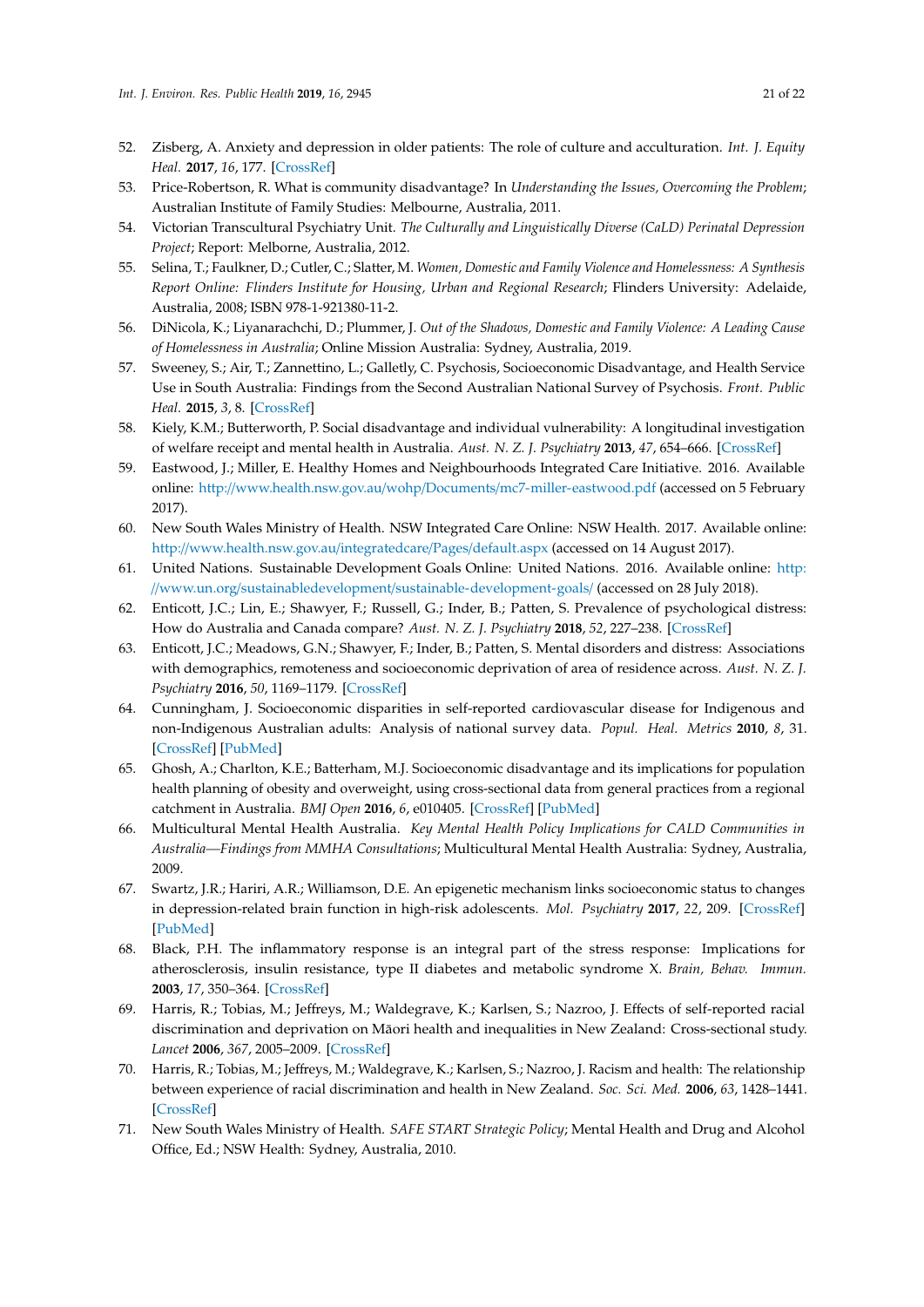52. Zisberg, A. Anxiety and depression in older patients: The role of culture and acculturation. *Int. J. Equity Heal.* **2017**, *16*, 177. [CrossRef]
53. Price-Robertson, R. What is community disadvantage? In *Understanding the Issues, Overcoming the Problem*; Australian Institute of Family Studies: Melbourne, Australia, 2011.
54. Victorian Transcultural Psychiatry Unit. *The Culturally and Linguistically Diverse (CaLD) Perinatal Depression Project*; Report: Melborne, Australia, 2012.
55. Selina, T.; Faulkner, D.; Cutler, C.; Slatter, M. *Women, Domestic and Family Violence and Homelessness: A Synthesis Report Online: Flinders Institute for Housing, Urban and Regional Research*; Flinders University: Adelaide, Australia, 2008; ISBN 978-1-921380-11-2.
56. DiNicola, K.; Liyanarachchi, D.; Plummer, J. *Out of the Shadows, Domestic and Family Violence: A Leading Cause of Homelessness in Australia*; Online Mission Australia: Sydney, Australia, 2019.
57. Sweeney, S.; Air, T.; Zannettino, L.; Galletly, C. Psychosis, Socioeconomic Disadvantage, and Health Service Use in South Australia: Findings from the Second Australian National Survey of Psychosis. *Front. Public Heal.* **2015**, *3*, 8. [CrossRef]
58. Kiely, K.M.; Butterworth, P. Social disadvantage and individual vulnerability: A longitudinal investigation of welfare receipt and mental health in Australia. *Aust. N. Z. J. Psychiatry* **2013**, *47*, 654–666. [CrossRef]
59. Eastwood, J.; Miller, E. Healthy Homes and Neighbourhoods Integrated Care Initiative. 2016. Available online: http://www.health.nsw.gov.au/wohp/Documents/mc7-miller-eastwood.pdf (accessed on 5 February 2017).
60. New South Wales Ministry of Health. NSW Integrated Care Online: NSW Health. 2017. Available online: http://www.health.nsw.gov.au/integratedcare/Pages/default.aspx (accessed on 14 August 2017).
61. United Nations. Sustainable Development Goals Online: United Nations. 2016. Available online: http://www.un.org/sustainabledevelopment/sustainable-development-goals/ (accessed on 28 July 2018).
62. Enticott, J.C.; Lin, E.; Shawyer, F.; Russell, G.; Inder, B.; Patten, S. Prevalence of psychological distress: How do Australia and Canada compare? *Aust. N. Z. J. Psychiatry* **2018**, *52*, 227–238. [CrossRef]
63. Enticott, J.C.; Meadows, G.N.; Shawyer, F.; Inder, B.; Patten, S. Mental disorders and distress: Associations with demographics, remoteness and socioeconomic deprivation of area of residence across. *Aust. N. Z. J. Psychiatry* **2016**, *50*, 1169–1179. [CrossRef]
64. Cunningham, J. Socioeconomic disparities in self-reported cardiovascular disease for Indigenous and non-Indigenous Australian adults: Analysis of national survey data. *Popul. Heal. Metrics* **2010**, *8*, 31. [CrossRef] [PubMed]
65. Ghosh, A.; Charlton, K.E.; Batterham, M.J. Socioeconomic disadvantage and its implications for population health planning of obesity and overweight, using cross-sectional data from general practices from a regional catchment in Australia. *BMJ Open* **2016**, *6*, e010405. [CrossRef] [PubMed]
66. Multicultural Mental Health Australia. *Key Mental Health Policy Implications for CALD Communities in Australia—Findings from MMHA Consultations*; Multicultural Mental Health Australia: Sydney, Australia, 2009.
67. Swartz, J.R.; Hariri, A.R.; Williamson, D.E. An epigenetic mechanism links socioeconomic status to changes in depression-related brain function in high-risk adolescents. *Mol. Psychiatry* **2017**, *22*, 209. [CrossRef] [PubMed]
68. Black, P.H. The inflammatory response is an integral part of the stress response: Implications for atherosclerosis, insulin resistance, type II diabetes and metabolic syndrome X. *Brain, Behav. Immun.* **2003**, *17*, 350–364. [CrossRef]
69. Harris, R.; Tobias, M.; Jeffreys, M.; Waldegrave, K.; Karlsen, S.; Nazroo, J. Effects of self-reported racial discrimination and deprivation on Māori health and inequalities in New Zealand: Cross-sectional study. *Lancet* **2006**, *367*, 2005–2009. [CrossRef]
70. Harris, R.; Tobias, M.; Jeffreys, M.; Waldegrave, K.; Karlsen, S.; Nazroo, J. Racism and health: The relationship between experience of racial discrimination and health in New Zealand. *Soc. Sci. Med.* **2006**, *63*, 1428–1441. [CrossRef]
71. New South Wales Ministry of Health. *SAFE START Strategic Policy*; Mental Health and Drug and Alcohol Office, Ed.; NSW Health: Sydney, Australia, 2010.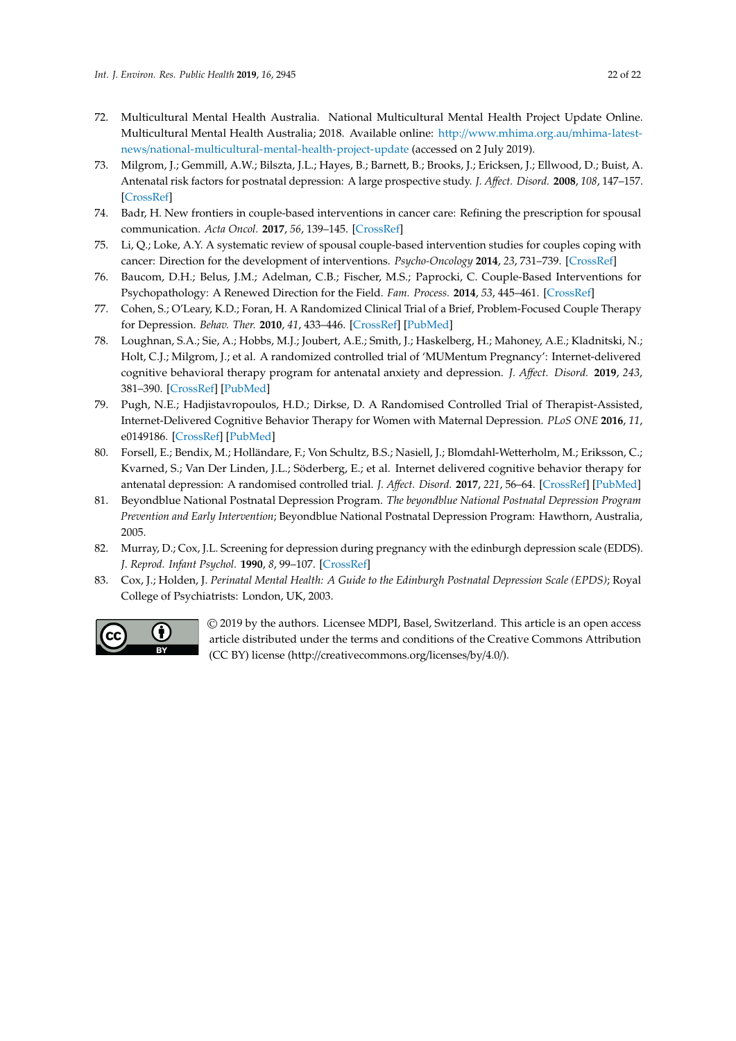72. Multicultural Mental Health Australia. National Multicultural Mental Health Project Update Online. Multicultural Mental Health Australia; 2018. Available online: http://www.mhima.org.au/mhima-latest-news/national-multicultural-mental-health-project-update (accessed on 2 July 2019).
73. Milgrom, J.; Gemmill, A.W.; Bilszta, J.L.; Hayes, B.; Barnett, B.; Brooks, J.; Ericksen, J.; Ellwood, D.; Buist, A. Antenatal risk factors for postnatal depression: A large prospective study. *J. Affect. Disord.* **2008**, *108*, 147–157. [CrossRef]
74. Badr, H. New frontiers in couple-based interventions in cancer care: Refining the prescription for spousal communication. *Acta Oncol.* **2017**, *56*, 139–145. [CrossRef]
75. Li, Q.; Loke, A.Y. A systematic review of spousal couple-based intervention studies for couples coping with cancer: Direction for the development of interventions. *Psycho-Oncology* **2014**, *23*, 731–739. [CrossRef]
76. Baucom, D.H.; Belus, J.M.; Adelman, C.B.; Fischer, M.S.; Paprocki, C. Couple-Based Interventions for Psychopathology: A Renewed Direction for the Field. *Fam. Process.* **2014**, *53*, 445–461. [CrossRef]
77. Cohen, S.; O'Leary, K.D.; Foran, H. A Randomized Clinical Trial of a Brief, Problem-Focused Couple Therapy for Depression. *Behav. Ther.* **2010**, *41*, 433–446. [CrossRef] [PubMed]
78. Loughnan, S.A.; Sie, A.; Hobbs, M.J.; Joubert, A.E.; Smith, J.; Haskelberg, H.; Mahoney, A.E.; Kladnitski, N.; Holt, C.J.; Milgrom, J.; et al. A randomized controlled trial of 'MUMentum Pregnancy': Internet-delivered cognitive behavioral therapy program for antenatal anxiety and depression. *J. Affect. Disord.* **2019**, *243*, 381–390. [CrossRef] [PubMed]
79. Pugh, N.E.; Hadjistavropoulos, H.D.; Dirkse, D. A Randomised Controlled Trial of Therapist-Assisted, Internet-Delivered Cognitive Behavior Therapy for Women with Maternal Depression. *PLoS ONE* **2016**, *11*, e0149186. [CrossRef] [PubMed]
80. Forsell, E.; Bendix, M.; Holländare, F.; Von Schultz, B.S.; Nasiell, J.; Blomdahl-Wetterholm, M.; Eriksson, C.; Kvarned, S.; Van Der Linden, J.L.; Söderberg, E.; et al. Internet delivered cognitive behavior therapy for antenatal depression: A randomised controlled trial. *J. Affect. Disord.* **2017**, *221*, 56–64. [CrossRef] [PubMed]
81. Beyondblue National Postnatal Depression Program. *The beyondblue National Postnatal Depression Program Prevention and Early Intervention*; Beyondblue National Postnatal Depression Program: Hawthorn, Australia, 2005.
82. Murray, D.; Cox, J.L. Screening for depression during pregnancy with the edinburgh depression scale (EDDS). *J. Reprod. Infant Psychol.* **1990**, *8*, 99–107. [CrossRef]
83. Cox, J.; Holden, J. *Perinatal Mental Health: A Guide to the Edinburgh Postnatal Depression Scale (EPDS)*; Royal College of Psychiatrists: London, UK, 2003.

© 2019 by the authors. Licensee MDPI, Basel, Switzerland. This article is an open access article distributed under the terms and conditions of the Creative Commons Attribution (CC BY) license (http://creativecommons.org/licenses/by/4.0/).